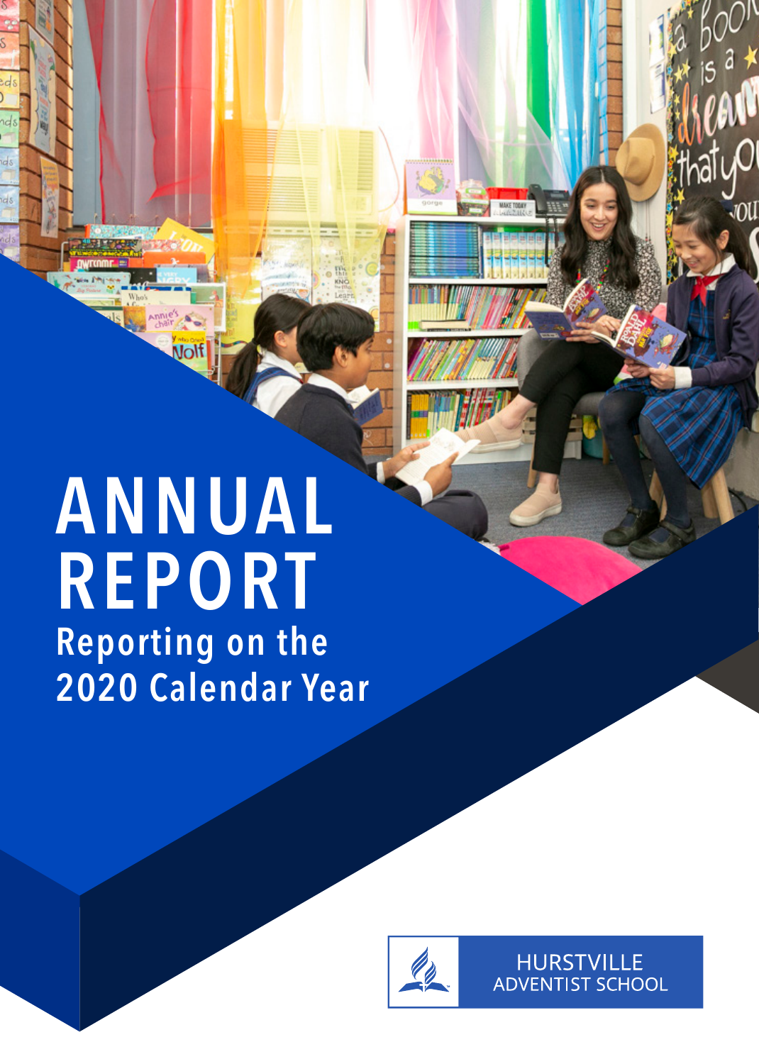# ANNUAL REPORT

## Reporting on the 2020 Calendar Year

HURSTVILLE ADVENTIST SCHOOL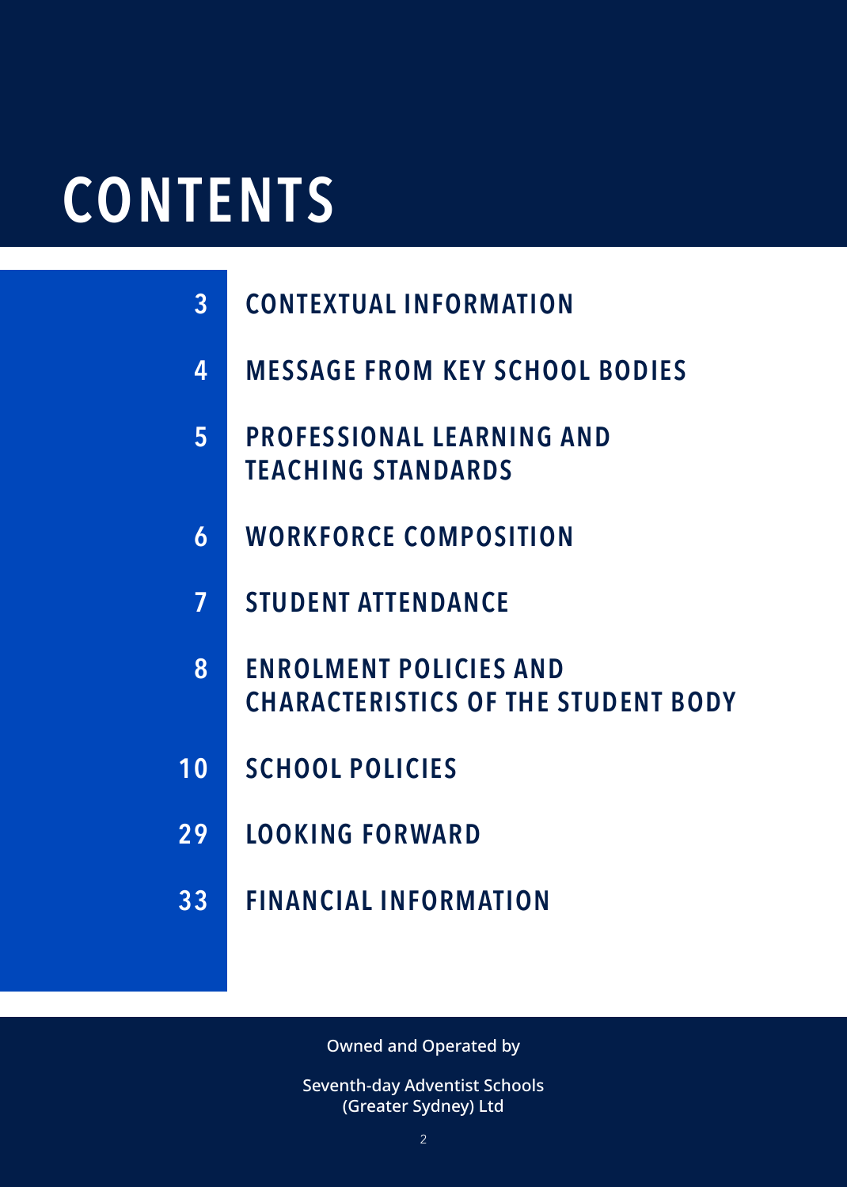# CONTENTS

| | |
|---|---|
| 3 | CONTEXTUAL INFORMATION |
| 4 | MESSAGE FROM KEY SCHOOL BODIES |
| 5 | PROFESSIONAL LEARNING AND TEACHING STANDARDS |
| 6 | WORKFORCE COMPOSITION |
| 7 | STUDENT ATTENDANCE |
| 8 | ENROLMENT POLICIES AND CHARACTERISTICS OF THE STUDENT BODY |
| 10 | SCHOOL POLICIES |
| 29 | LOOKING FORWARD |
| 33 | FINANCIAL INFORMATION |

Owned and Operated by

Seventh-day Adventist Schools (Greater Sydney) Ltd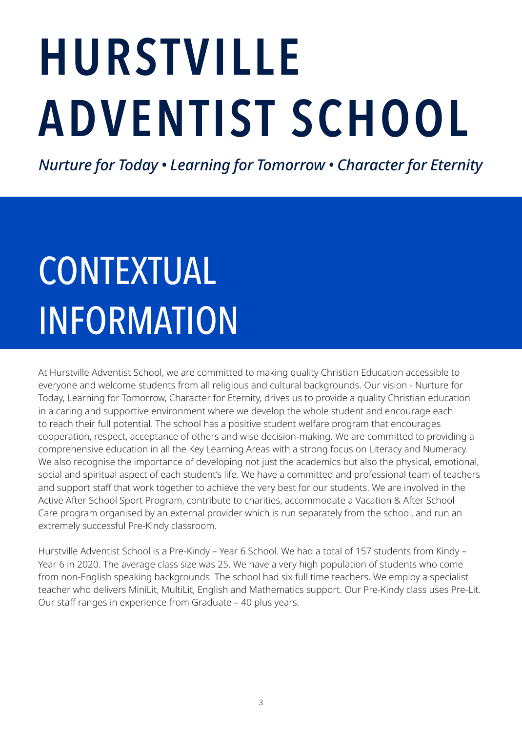# HURSTVILLE ADVENTIST SCHOOL

*Nurture for Today • Learning for Tomorrow • Character for Eternity*

## CONTEXTUAL INFORMATION

At Hurstville Adventist School, we are committed to making quality Christian Education accessible to everyone and welcome students from all religious and cultural backgrounds. Our vision - Nurture for Today, Learning for Tomorrow, Character for Eternity, drives us to provide a quality Christian education in a caring and supportive environment where we develop the whole student and encourage each to reach their full potential. The school has a positive student welfare program that encourages cooperation, respect, acceptance of others and wise decision-making. We are committed to providing a comprehensive education in all the Key Learning Areas with a strong focus on Literacy and Numeracy. We also recognise the importance of developing not just the academics but also the physical, emotional, social and spiritual aspect of each student's life. We have a committed and professional team of teachers and support staff that work together to achieve the very best for our students. We are involved in the Active After School Sport Program, contribute to charities, accommodate a Vacation & After School Care program organised by an external provider which is run separately from the school, and run an extremely successful Pre-Kindy classroom.

Hurstville Adventist School is a Pre-Kindy – Year 6 School. We had a total of 157 students from Kindy – Year 6 in 2020. The average class size was 25. We have a very high population of students who come from non-English speaking backgrounds. The school had six full time teachers. We employ a specialist teacher who delivers MiniLit, MultiLit, English and Mathematics support. Our Pre-Kindy class uses Pre-Lit. Our staff ranges in experience from Graduate – 40 plus years.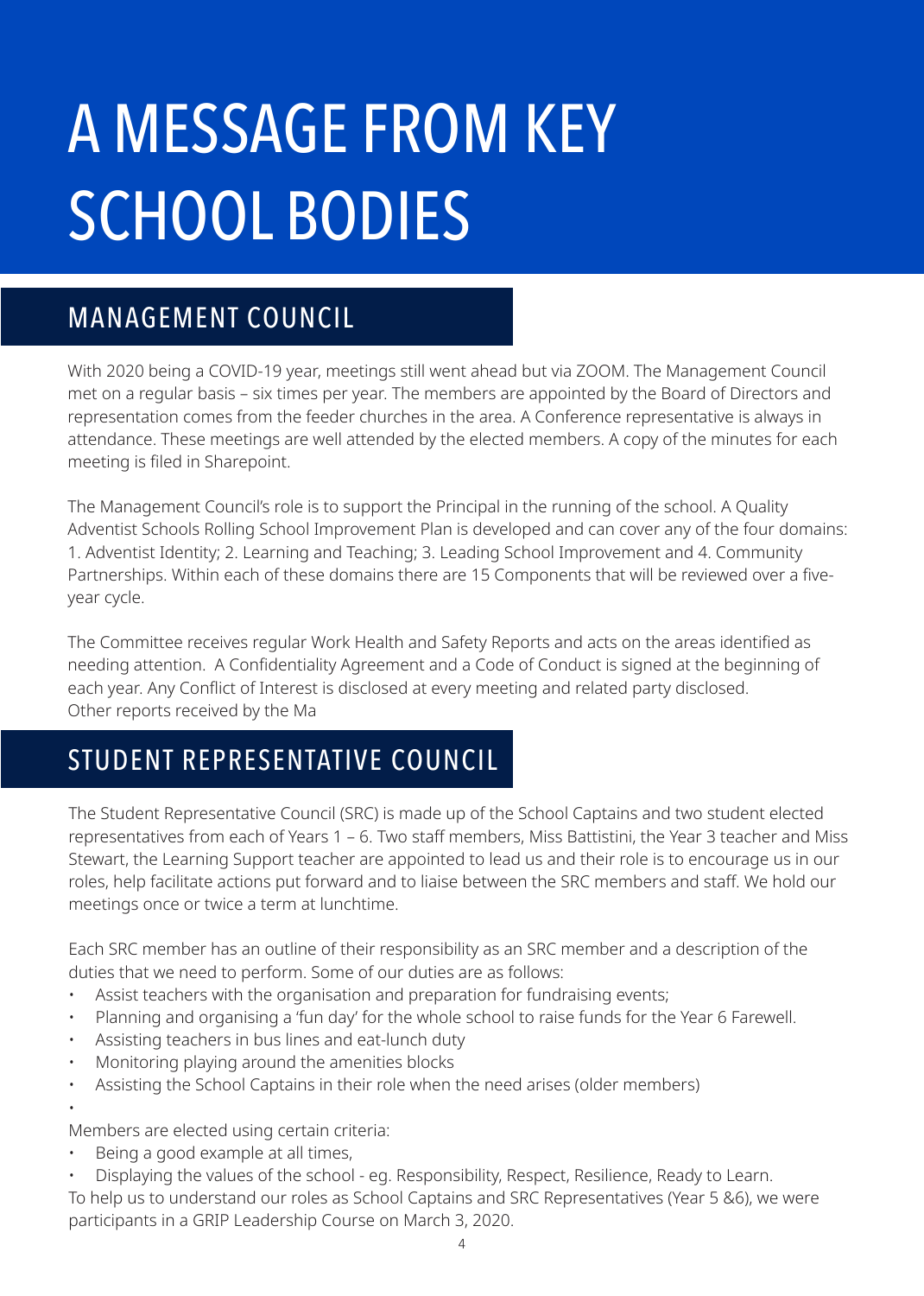# A MESSAGE FROM KEY SCHOOL BODIES

## MANAGEMENT COUNCIL

With 2020 being a COVID-19 year, meetings still went ahead but via ZOOM. The Management Council met on a regular basis – six times per year. The members are appointed by the Board of Directors and representation comes from the feeder churches in the area. A Conference representative is always in attendance. These meetings are well attended by the elected members. A copy of the minutes for each meeting is filed in Sharepoint.

The Management Council's role is to support the Principal in the running of the school. A Quality Adventist Schools Rolling School Improvement Plan is developed and can cover any of the four domains: 1. Adventist Identity; 2. Learning and Teaching; 3. Leading School Improvement and 4. Community Partnerships. Within each of these domains there are 15 Components that will be reviewed over a five-year cycle.

The Committee receives regular Work Health and Safety Reports and acts on the areas identified as needing attention. A Confidentiality Agreement and a Code of Conduct is signed at the beginning of each year. Any Conflict of Interest is disclosed at every meeting and related party disclosed.
Other reports received by the Ma

## STUDENT REPRESENTATIVE COUNCIL

The Student Representative Council (SRC) is made up of the School Captains and two student elected representatives from each of Years 1 – 6. Two staff members, Miss Battistini, the Year 3 teacher and Miss Stewart, the Learning Support teacher are appointed to lead us and their role is to encourage us in our roles, help facilitate actions put forward and to liaise between the SRC members and staff. We hold our meetings once or twice a term at lunchtime.

Each SRC member has an outline of their responsibility as an SRC member and a description of the duties that we need to perform. Some of our duties are as follows:

- Assist teachers with the organisation and preparation for fundraising events;
- Planning and organising a 'fun day' for the whole school to raise funds for the Year 6 Farewell.
- Assisting teachers in bus lines and eat-lunch duty
- Monitoring playing around the amenities blocks
- Assisting the School Captains in their role when the need arises (older members)

Members are elected using certain criteria:

- Being a good example at all times,
- Displaying the values of the school - eg. Responsibility, Respect, Resilience, Ready to Learn.

To help us to understand our roles as School Captains and SRC Representatives (Year 5 &6), we were participants in a GRIP Leadership Course on March 3, 2020.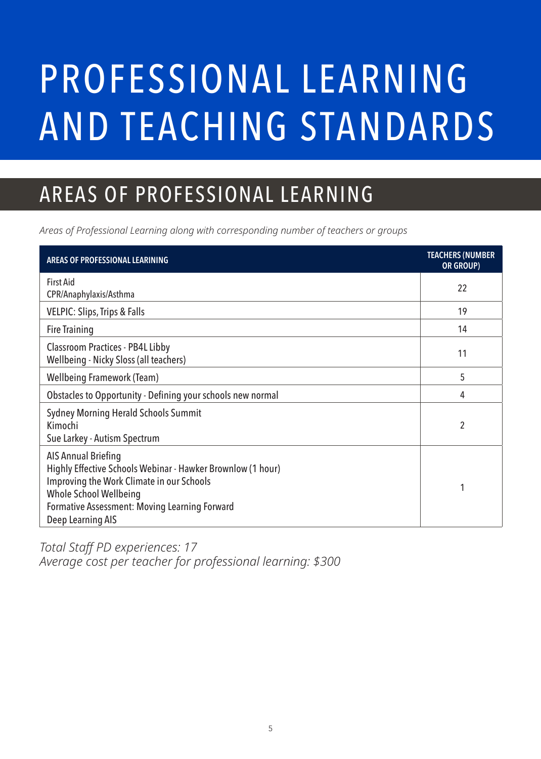# PROFESSIONAL LEARNING AND TEACHING STANDARDS

## AREAS OF PROFESSIONAL LEARNING

*Areas of Professional Learning along with corresponding number of teachers or groups*

| AREAS OF PROFESSIONAL LEARINING | TEACHERS (NUMBER OR GROUP) |
|---|---|
| First Aid<br>CPR/Anaphylaxis/Asthma | 22 |
| VELPIC: Slips, Trips & Falls | 19 |
| Fire Training | 14 |
| Classroom Practices - PB4L Libby<br>Wellbeing - Nicky Sloss (all teachers) | 11 |
| Wellbeing Framework (Team) | 5 |
| Obstacles to Opportunity - Defining your schools new normal | 4 |
| Sydney Morning Herald Schools Summit<br>Kimochi<br>Sue Larkey - Autism Spectrum | 2 |
| AIS Annual Briefing<br>Highly Effective Schools Webinar - Hawker Brownlow (1 hour)<br>Improving the Work Climate in our Schools<br>Whole School Wellbeing<br>Formative Assessment: Moving Learning Forward<br>Deep Learning AIS | 1 |

*Total Staff PD experiences: 17*
*Average cost per teacher for professional learning: $300*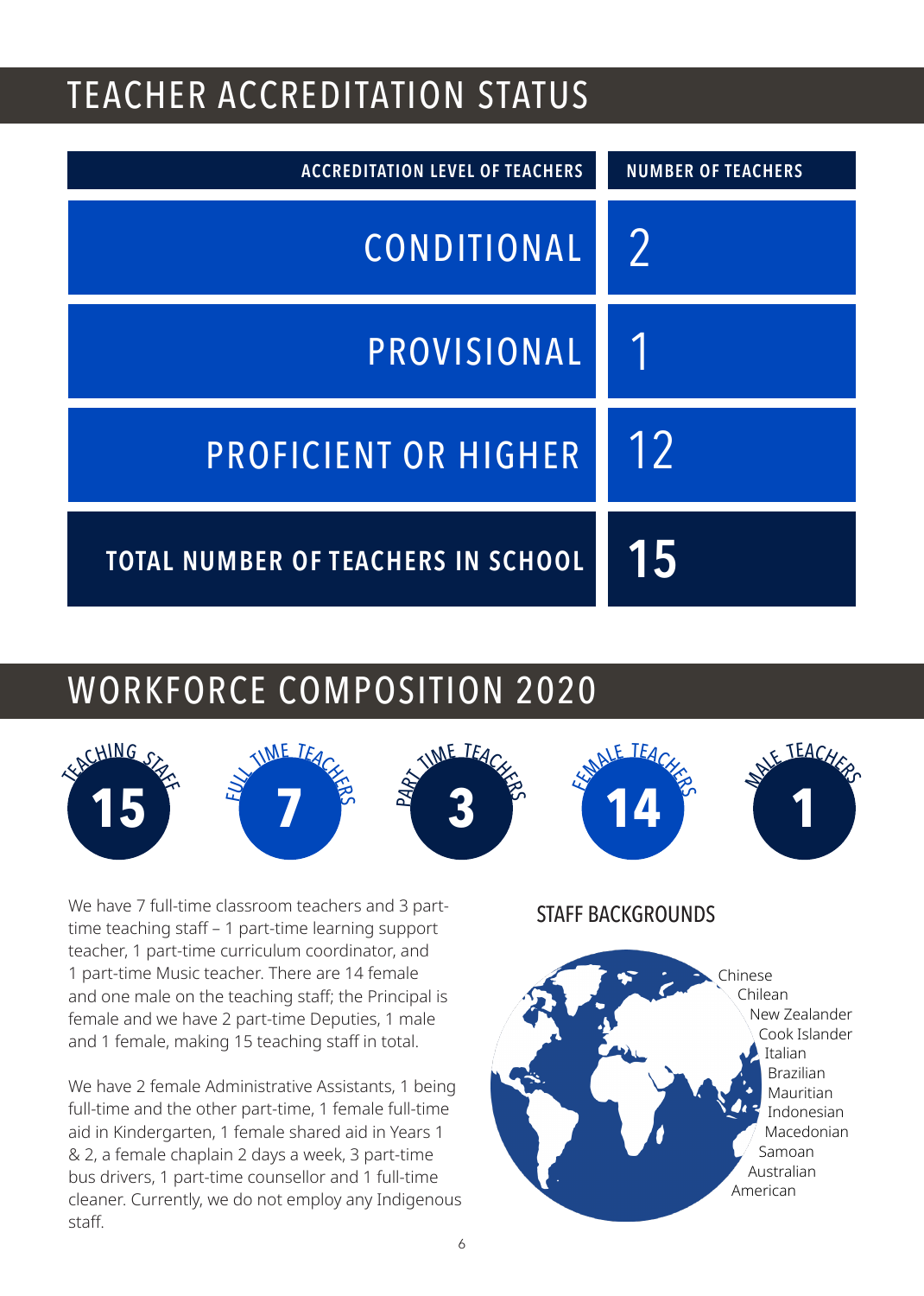## TEACHER ACCREDITATION STATUS

| ACCREDITATION LEVEL OF TEACHERS | NUMBER OF TEACHERS |
| --- | --- |
| CONDITIONAL | 2 |
| PROVISIONAL | 1 |
| PROFICIENT OR HIGHER | 12 |
| **TOTAL NUMBER OF TEACHERS IN SCHOOL** | **15** |

## WORKFORCE COMPOSITION 2020

| TEACHING STAFF | FULL TIME TEACHERS | PART TIME TEACHERS | FEMALE TEACHERS | MALE TEACHERS |
| --- | --- | --- | --- | --- |
| 15 | 7 | 3 | 14 | 1 |

We have 7 full-time classroom teachers and 3 part-time teaching staff – 1 part-time learning support teacher, 1 part-time curriculum coordinator, and 1 part-time Music teacher. There are 14 female and one male on the teaching staff; the Principal is female and we have 2 part-time Deputies, 1 male and 1 female, making 15 teaching staff in total.

We have 2 female Administrative Assistants, 1 being full-time and the other part-time, 1 female full-time aid in Kindergarten, 1 female shared aid in Years 1 & 2, a female chaplain 2 days a week, 3 part-time bus drivers, 1 part-time counsellor and 1 full-time cleaner. Currently, we do not employ any Indigenous staff.

### STAFF BACKGROUNDS

- Chinese
- Chilean
- New Zealander
- Cook Islander
- Italian
- Brazilian
- Mauritian
- Indonesian
- Macedonian
- Samoan
- Australian
- American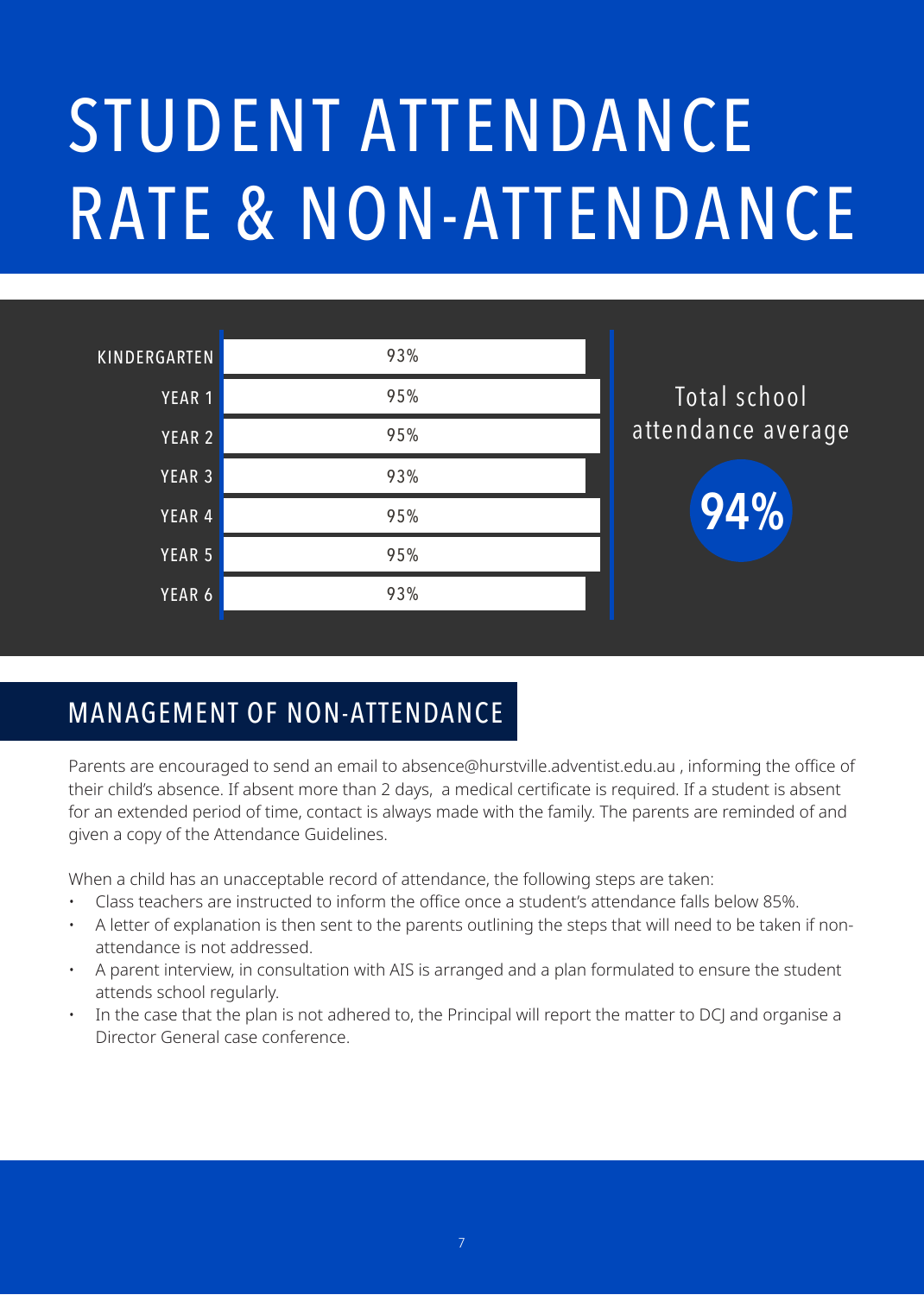# STUDENT ATTENDANCE RATE & NON-ATTENDANCE

| Year | Attendance |
| --- | --- |
| KINDERGARTEN | 93% |
| YEAR 1 | 95% |
| YEAR 2 | 95% |
| YEAR 3 | 93% |
| YEAR 4 | 95% |
| YEAR 5 | 95% |
| YEAR 6 | 93% |

Total school attendance average

**94%**

## MANAGEMENT OF NON-ATTENDANCE

Parents are encouraged to send an email to absence@hurstville.adventist.edu.au , informing the office of their child's absence. If absent more than 2 days, a medical certificate is required. If a student is absent for an extended period of time, contact is always made with the family. The parents are reminded of and given a copy of the Attendance Guidelines.

When a child has an unacceptable record of attendance, the following steps are taken:

- Class teachers are instructed to inform the office once a student's attendance falls below 85%.
- A letter of explanation is then sent to the parents outlining the steps that will need to be taken if non-attendance is not addressed.
- A parent interview, in consultation with AIS is arranged and a plan formulated to ensure the student attends school regularly.
- In the case that the plan is not adhered to, the Principal will report the matter to DCJ and organise a Director General case conference.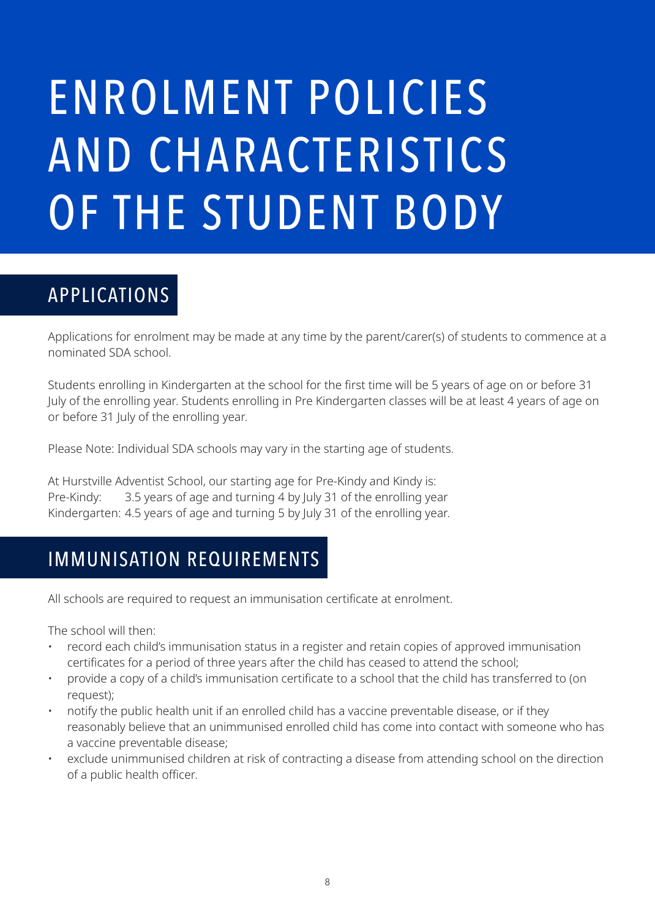# ENROLMENT POLICIES AND CHARACTERISTICS OF THE STUDENT BODY

## APPLICATIONS

Applications for enrolment may be made at any time by the parent/carer(s) of students to commence at a nominated SDA school.

Students enrolling in Kindergarten at the school for the first time will be 5 years of age on or before 31 July of the enrolling year. Students enrolling in Pre Kindergarten classes will be at least 4 years of age on or before 31 July of the enrolling year.

Please Note: Individual SDA schools may vary in the starting age of students.

At Hurstville Adventist School, our starting age for Pre-Kindy and Kindy is:
Pre-Kindy: 3.5 years of age and turning 4 by July 31 of the enrolling year
Kindergarten: 4.5 years of age and turning 5 by July 31 of the enrolling year.

## IMMUNISATION REQUIREMENTS

All schools are required to request an immunisation certificate at enrolment.

The school will then:

- record each child's immunisation status in a register and retain copies of approved immunisation certificates for a period of three years after the child has ceased to attend the school;
- provide a copy of a child's immunisation certificate to a school that the child has transferred to (on request);
- notify the public health unit if an enrolled child has a vaccine preventable disease, or if they reasonably believe that an unimmunised enrolled child has come into contact with someone who has a vaccine preventable disease;
- exclude unimmunised children at risk of contracting a disease from attending school on the direction of a public health officer.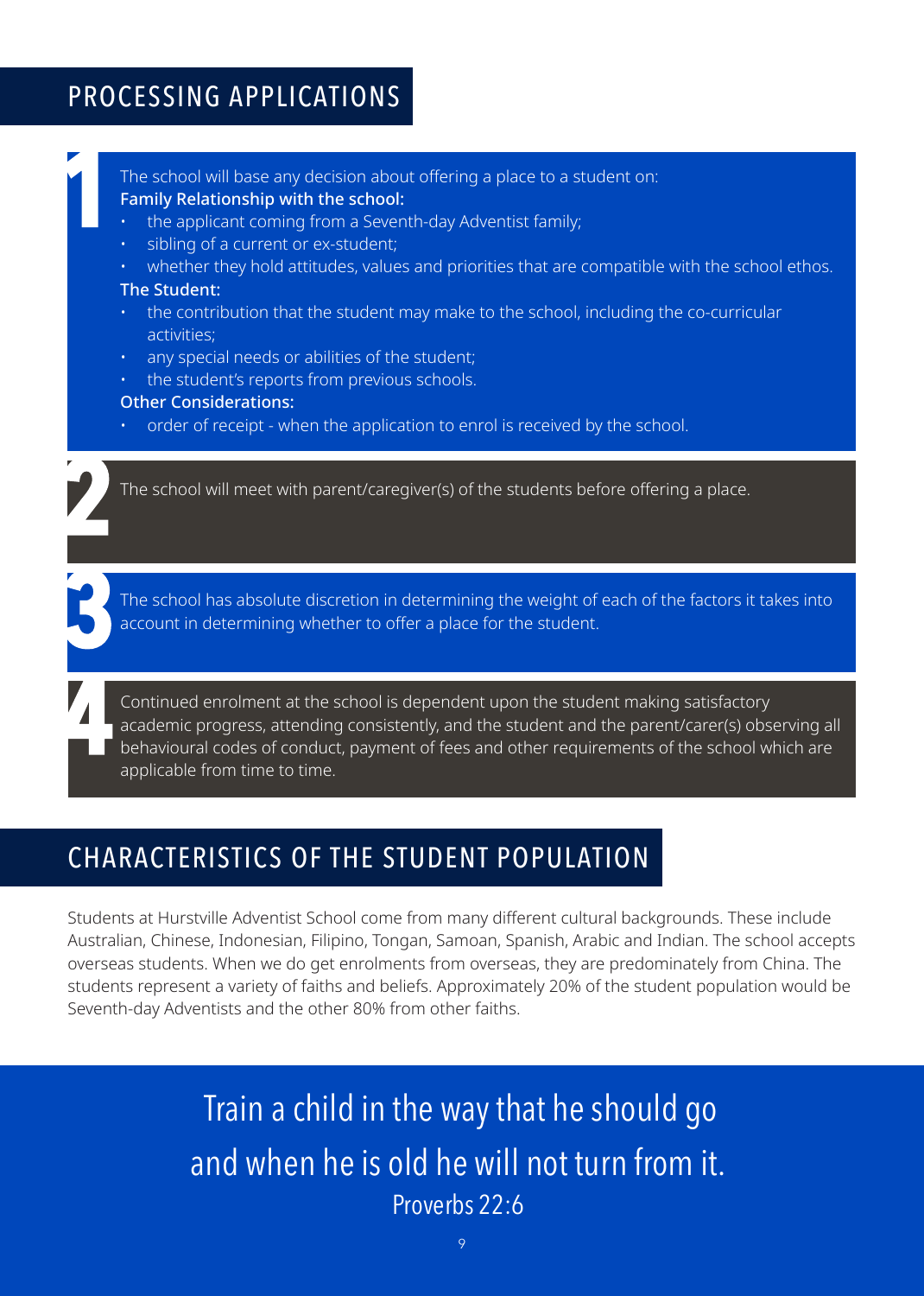## PROCESSING APPLICATIONS

1. The school will base any decision about offering a place to a student on:

   **Family Relationship with the school:**

   - the applicant coming from a Seventh-day Adventist family;
   - sibling of a current or ex-student;
   - whether they hold attitudes, values and priorities that are compatible with the school ethos.

   **The Student:**

   - the contribution that the student may make to the school, including the co-curricular activities;
   - any special needs or abilities of the student;
   - the student's reports from previous schools.

   **Other Considerations:**

   - order of receipt - when the application to enrol is received by the school.

2. The school will meet with parent/caregiver(s) of the students before offering a place.

3. The school has absolute discretion in determining the weight of each of the factors it takes into account in determining whether to offer a place for the student.

4. Continued enrolment at the school is dependent upon the student making satisfactory academic progress, attending consistently, and the student and the parent/carer(s) observing all behavioural codes of conduct, payment of fees and other requirements of the school which are applicable from time to time.

## CHARACTERISTICS OF THE STUDENT POPULATION

Students at Hurstville Adventist School come from many different cultural backgrounds. These include Australian, Chinese, Indonesian, Filipino, Tongan, Samoan, Spanish, Arabic and Indian. The school accepts overseas students. When we do get enrolments from overseas, they are predominately from China. The students represent a variety of faiths and beliefs. Approximately 20% of the student population would be Seventh-day Adventists and the other 80% from other faiths.

> Train a child in the way that he should go and when he is old he will not turn from it.
>
> Proverbs 22:6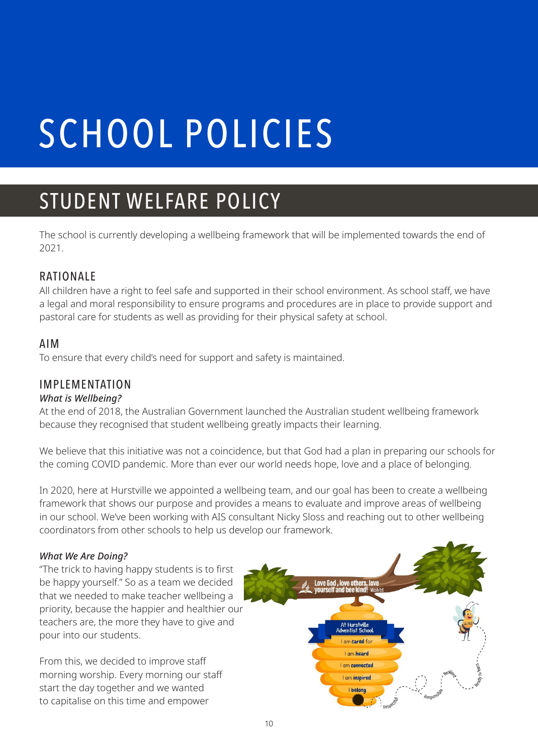# SCHOOL POLICIES

## STUDENT WELFARE POLICY

The school is currently developing a wellbeing framework that will be implemented towards the end of 2021.

### RATIONALE

All children have a right to feel safe and supported in their school environment. As school staff, we have a legal and moral responsibility to ensure programs and procedures are in place to provide support and pastoral care for students as well as providing for their physical safety at school.

### AIM

To ensure that every child's need for support and safety is maintained.

### IMPLEMENTATION

***What is Wellbeing?***

At the end of 2018, the Australian Government launched the Australian student wellbeing framework because they recognised that student wellbeing greatly impacts their learning.

We believe that this initiative was not a coincidence, but that God had a plan in preparing our schools for the coming COVID pandemic. More than ever our world needs hope, love and a place of belonging.

In 2020, here at Hurstville we appointed a wellbeing team, and our goal has been to create a wellbeing framework that shows our purpose and provides a means to evaluate and improve areas of wellbeing in our school. We've been working with AIS consultant Nicky Sloss and reaching out to other wellbeing coordinators from other schools to help us develop our framework.

***What We Are Doing?***

"The trick to having happy students is to first be happy yourself." So as a team we decided that we needed to make teacher wellbeing a priority, because the happier and healthier our teachers are, the more they have to give and pour into our students.

From this, we decided to improve staff morning worship. Every morning our staff start the day together and we wanted to capitalise on this time and empower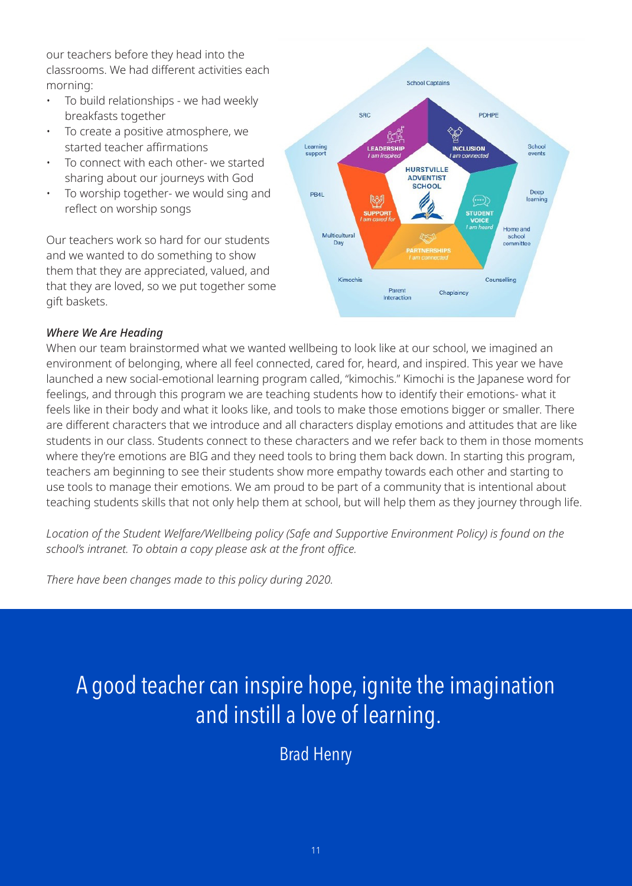our teachers before they head into the classrooms. We had different activities each morning:

- To build relationships - we had weekly breakfasts together
- To create a positive atmosphere, we started teacher affirmations
- To connect with each other- we started sharing about our journeys with God
- To worship together- we would sing and reflect on worship songs

Our teachers work so hard for our students and we wanted to do something to show them that they are appreciated, valued, and that they are loved, so we put together some gift baskets.

School Captains
SRC
PDHPE
Learning support
LEADERSHIP
*I am inspired*
INCLUSION
*I am connected*
School events
HURSTVILLE ADVENTIST SCHOOL
PB4L
SUPPORT
*I am cared for*
STUDENT VOICE
*I am heard*
Deep learning
Multicultural Day
PARTNERSHIPS
*I am connected*
Home and school committee
Kimochis
Parent interaction
Chaplaincy
Counselling

***Where We Are Heading***

When our team brainstormed what we wanted wellbeing to look like at our school, we imagined an environment of belonging, where all feel connected, cared for, heard, and inspired. This year we have launched a new social-emotional learning program called, "kimochis." Kimochi is the Japanese word for feelings, and through this program we are teaching students how to identify their emotions- what it feels like in their body and what it looks like, and tools to make those emotions bigger or smaller. There are different characters that we introduce and all characters display emotions and attitudes that are like students in our class. Students connect to these characters and we refer back to them in those moments where they're emotions are BIG and they need tools to bring them back down. In starting this program, teachers am beginning to see their students show more empathy towards each other and starting to use tools to manage their emotions. We am proud to be part of a community that is intentional about teaching students skills that not only help them at school, but will help them as they journey through life.

*Location of the Student Welfare/Wellbeing policy (Safe and Supportive Environment Policy) is found on the school's intranet. To obtain a copy please ask at the front office.*

*There have been changes made to this policy during 2020.*

A good teacher can inspire hope, ignite the imagination and instill a love of learning.

Brad Henry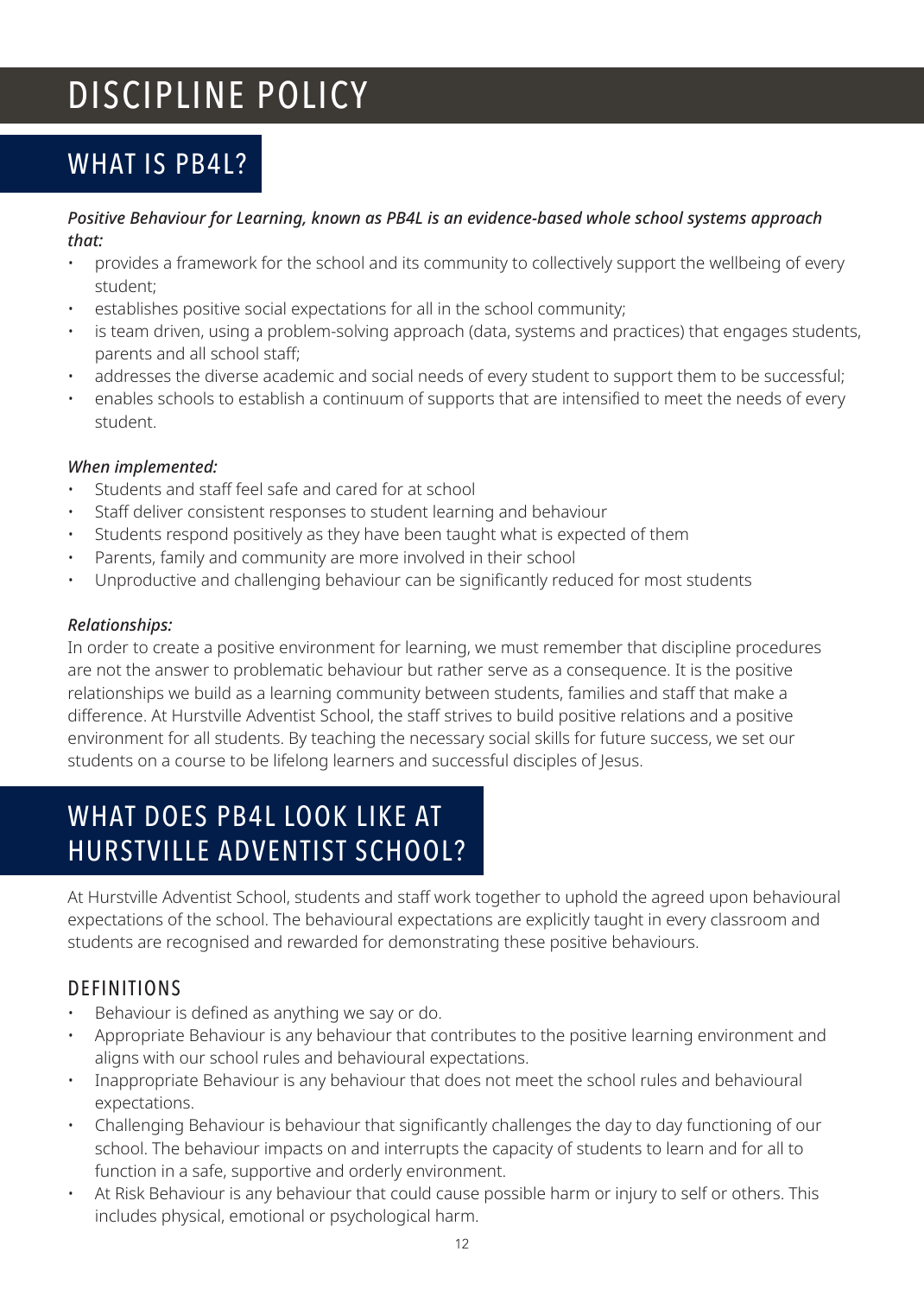# DISCIPLINE POLICY

## WHAT IS PB4L?

***Positive Behaviour for Learning, known as PB4L is an evidence-based whole school systems approach that:***

- provides a framework for the school and its community to collectively support the wellbeing of every student;
- establishes positive social expectations for all in the school community;
- is team driven, using a problem-solving approach (data, systems and practices) that engages students, parents and all school staff;
- addresses the diverse academic and social needs of every student to support them to be successful;
- enables schools to establish a continuum of supports that are intensified to meet the needs of every student.

***When implemented:***

- Students and staff feel safe and cared for at school
- Staff deliver consistent responses to student learning and behaviour
- Students respond positively as they have been taught what is expected of them
- Parents, family and community are more involved in their school
- Unproductive and challenging behaviour can be significantly reduced for most students

***Relationships:***

In order to create a positive environment for learning, we must remember that discipline procedures are not the answer to problematic behaviour but rather serve as a consequence. It is the positive relationships we build as a learning community between students, families and staff that make a difference. At Hurstville Adventist School, the staff strives to build positive relations and a positive environment for all students. By teaching the necessary social skills for future success, we set our students on a course to be lifelong learners and successful disciples of Jesus.

## WHAT DOES PB4L LOOK LIKE AT HURSTVILLE ADVENTIST SCHOOL?

At Hurstville Adventist School, students and staff work together to uphold the agreed upon behavioural expectations of the school. The behavioural expectations are explicitly taught in every classroom and students are recognised and rewarded for demonstrating these positive behaviours.

### DEFINITIONS

- Behaviour is defined as anything we say or do.
- Appropriate Behaviour is any behaviour that contributes to the positive learning environment and aligns with our school rules and behavioural expectations.
- Inappropriate Behaviour is any behaviour that does not meet the school rules and behavioural expectations.
- Challenging Behaviour is behaviour that significantly challenges the day to day functioning of our school. The behaviour impacts on and interrupts the capacity of students to learn and for all to function in a safe, supportive and orderly environment.
- At Risk Behaviour is any behaviour that could cause possible harm or injury to self or others. This includes physical, emotional or psychological harm.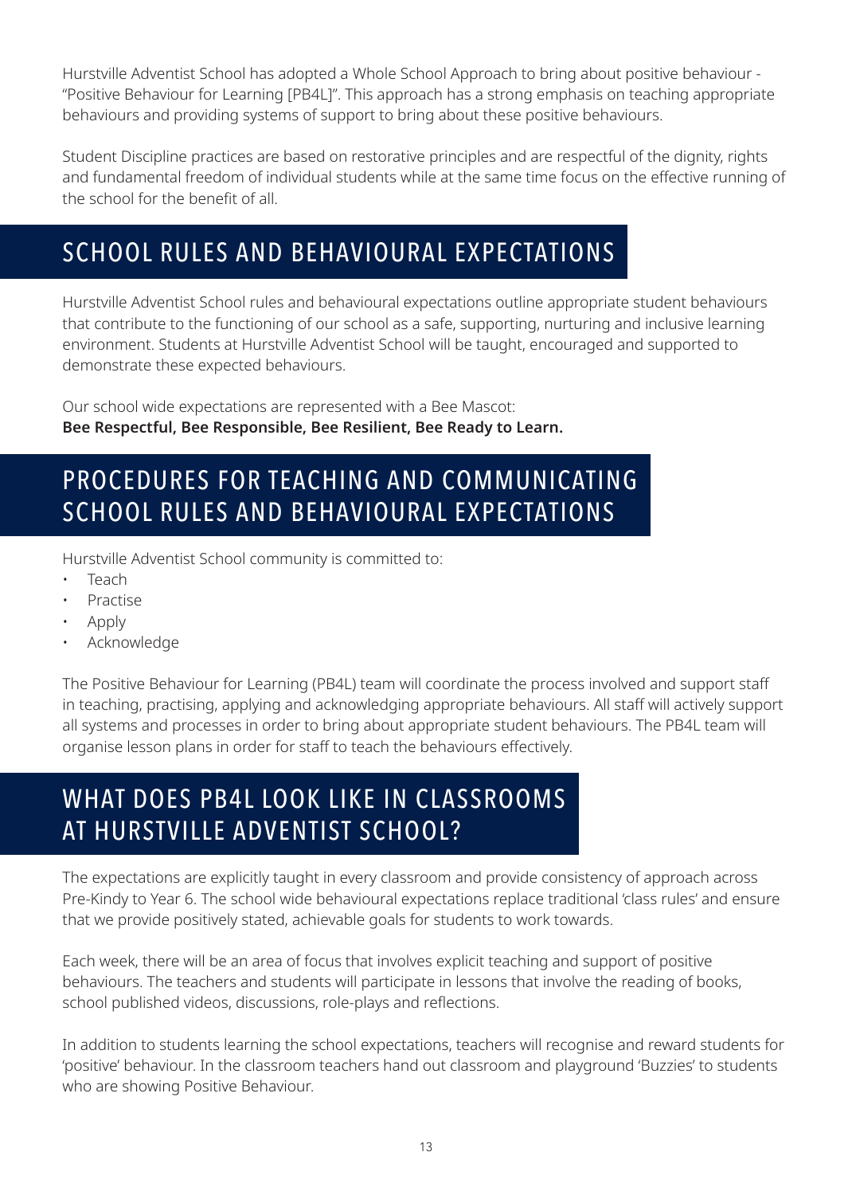Hurstville Adventist School has adopted a Whole School Approach to bring about positive behaviour - "Positive Behaviour for Learning [PB4L]". This approach has a strong emphasis on teaching appropriate behaviours and providing systems of support to bring about these positive behaviours.

Student Discipline practices are based on restorative principles and are respectful of the dignity, rights and fundamental freedom of individual students while at the same time focus on the effective running of the school for the benefit of all.

## SCHOOL RULES AND BEHAVIOURAL EXPECTATIONS

Hurstville Adventist School rules and behavioural expectations outline appropriate student behaviours that contribute to the functioning of our school as a safe, supporting, nurturing and inclusive learning environment. Students at Hurstville Adventist School will be taught, encouraged and supported to demonstrate these expected behaviours.

Our school wide expectations are represented with a Bee Mascot:
**Bee Respectful, Bee Responsible, Bee Resilient, Bee Ready to Learn.**

## PROCEDURES FOR TEACHING AND COMMUNICATING SCHOOL RULES AND BEHAVIOURAL EXPECTATIONS

Hurstville Adventist School community is committed to:

- Teach
- Practise
- Apply
- Acknowledge

The Positive Behaviour for Learning (PB4L) team will coordinate the process involved and support staff in teaching, practising, applying and acknowledging appropriate behaviours. All staff will actively support all systems and processes in order to bring about appropriate student behaviours. The PB4L team will organise lesson plans in order for staff to teach the behaviours effectively.

## WHAT DOES PB4L LOOK LIKE IN CLASSROOMS AT HURSTVILLE ADVENTIST SCHOOL?

The expectations are explicitly taught in every classroom and provide consistency of approach across Pre-Kindy to Year 6. The school wide behavioural expectations replace traditional 'class rules' and ensure that we provide positively stated, achievable goals for students to work towards.

Each week, there will be an area of focus that involves explicit teaching and support of positive behaviours. The teachers and students will participate in lessons that involve the reading of books, school published videos, discussions, role-plays and reflections.

In addition to students learning the school expectations, teachers will recognise and reward students for 'positive' behaviour. In the classroom teachers hand out classroom and playground 'Buzzies' to students who are showing Positive Behaviour.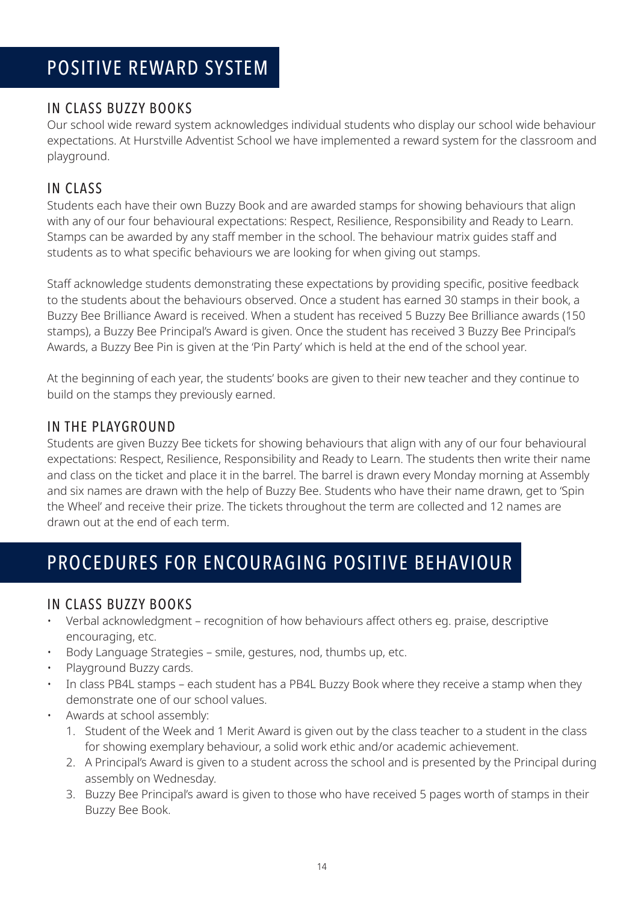# POSITIVE REWARD SYSTEM

## IN CLASS BUZZY BOOKS

Our school wide reward system acknowledges individual students who display our school wide behaviour expectations. At Hurstville Adventist School we have implemented a reward system for the classroom and playground.

## IN CLASS

Students each have their own Buzzy Book and are awarded stamps for showing behaviours that align with any of our four behavioural expectations: Respect, Resilience, Responsibility and Ready to Learn. Stamps can be awarded by any staff member in the school. The behaviour matrix guides staff and students as to what specific behaviours we are looking for when giving out stamps.

Staff acknowledge students demonstrating these expectations by providing specific, positive feedback to the students about the behaviours observed. Once a student has earned 30 stamps in their book, a Buzzy Bee Brilliance Award is received. When a student has received 5 Buzzy Bee Brilliance awards (150 stamps), a Buzzy Bee Principal's Award is given. Once the student has received 3 Buzzy Bee Principal's Awards, a Buzzy Bee Pin is given at the 'Pin Party' which is held at the end of the school year.

At the beginning of each year, the students' books are given to their new teacher and they continue to build on the stamps they previously earned.

## IN THE PLAYGROUND

Students are given Buzzy Bee tickets for showing behaviours that align with any of our four behavioural expectations: Respect, Resilience, Responsibility and Ready to Learn. The students then write their name and class on the ticket and place it in the barrel. The barrel is drawn every Monday morning at Assembly and six names are drawn with the help of Buzzy Bee. Students who have their name drawn, get to 'Spin the Wheel' and receive their prize. The tickets throughout the term are collected and 12 names are drawn out at the end of each term.

# PROCEDURES FOR ENCOURAGING POSITIVE BEHAVIOUR

## IN CLASS BUZZY BOOKS

- Verbal acknowledgment – recognition of how behaviours affect others eg. praise, descriptive encouraging, etc.
- Body Language Strategies – smile, gestures, nod, thumbs up, etc.
- Playground Buzzy cards.
- In class PB4L stamps – each student has a PB4L Buzzy Book where they receive a stamp when they demonstrate one of our school values.
- Awards at school assembly:
  1. Student of the Week and 1 Merit Award is given out by the class teacher to a student in the class for showing exemplary behaviour, a solid work ethic and/or academic achievement.
  2. A Principal's Award is given to a student across the school and is presented by the Principal during assembly on Wednesday.
  3. Buzzy Bee Principal's award is given to those who have received 5 pages worth of stamps in their Buzzy Bee Book.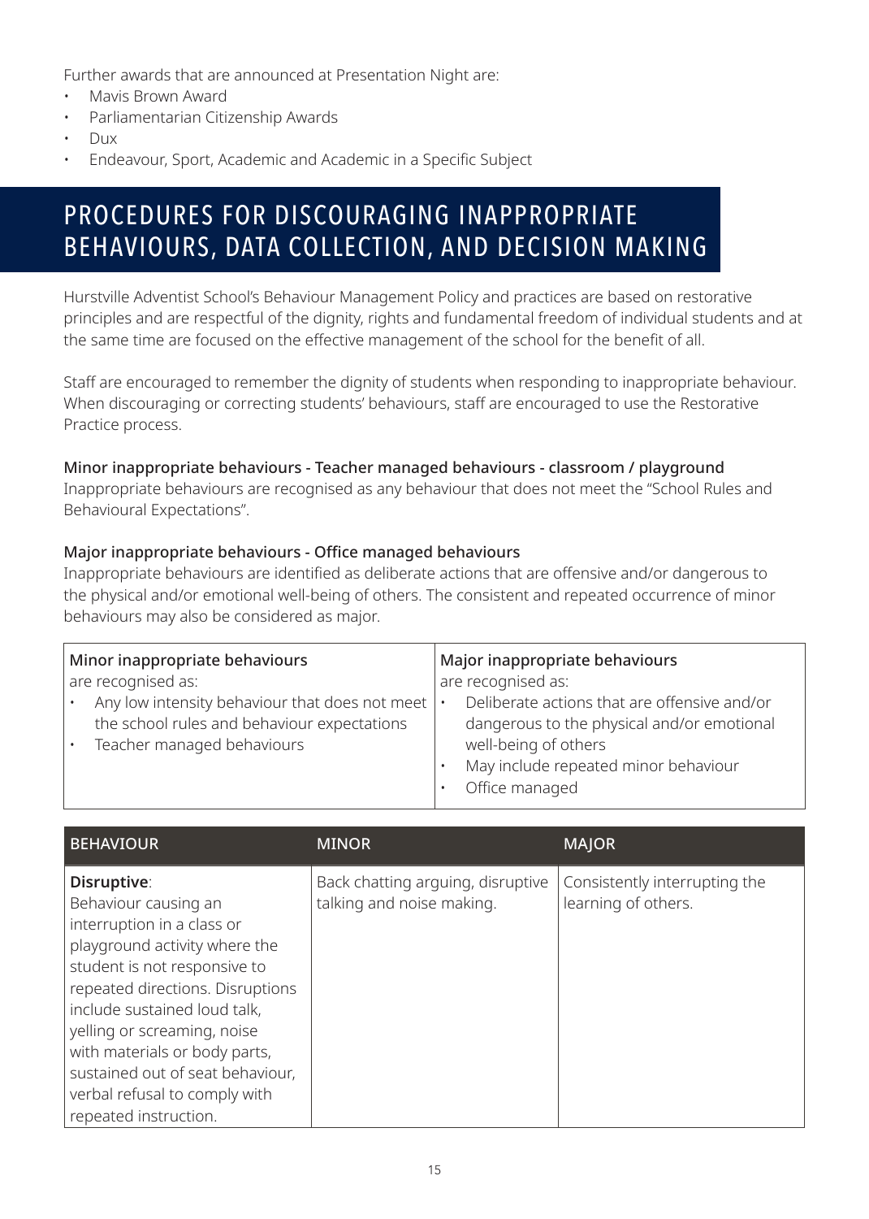Further awards that are announced at Presentation Night are:

- Mavis Brown Award
- Parliamentarian Citizenship Awards
- Dux
- Endeavour, Sport, Academic and Academic in a Specific Subject

## PROCEDURES FOR DISCOURAGING INAPPROPRIATE BEHAVIOURS, DATA COLLECTION, AND DECISION MAKING

Hurstville Adventist School's Behaviour Management Policy and practices are based on restorative principles and are respectful of the dignity, rights and fundamental freedom of individual students and at the same time are focused on the effective management of the school for the benefit of all.

Staff are encouraged to remember the dignity of students when responding to inappropriate behaviour. When discouraging or correcting students' behaviours, staff are encouraged to use the Restorative Practice process.

**Minor inappropriate behaviours - Teacher managed behaviours - classroom / playground**

Inappropriate behaviours are recognised as any behaviour that does not meet the "School Rules and Behavioural Expectations".

**Major inappropriate behaviours - Office managed behaviours**

Inappropriate behaviours are identified as deliberate actions that are offensive and/or dangerous to the physical and/or emotional well-being of others. The consistent and repeated occurrence of minor behaviours may also be considered as major.

| **Minor inappropriate behaviours** are recognised as: | **Major inappropriate behaviours** are recognised as: |
|---|---|
| • Any low intensity behaviour that does not meet the school rules and behaviour expectations<br>• Teacher managed behaviours | • Deliberate actions that are offensive and/or dangerous to the physical and/or emotional well-being of others<br>• May include repeated minor behaviour<br>• Office managed |

| BEHAVIOUR | MINOR | MAJOR |
|---|---|---|
| **Disruptive**: Behaviour causing an interruption in a class or playground activity where the student is not responsive to repeated directions. Disruptions include sustained loud talk, yelling or screaming, noise with materials or body parts, sustained out of seat behaviour, verbal refusal to comply with repeated instruction. | Back chatting arguing, disruptive talking and noise making. | Consistently interrupting the learning of others. |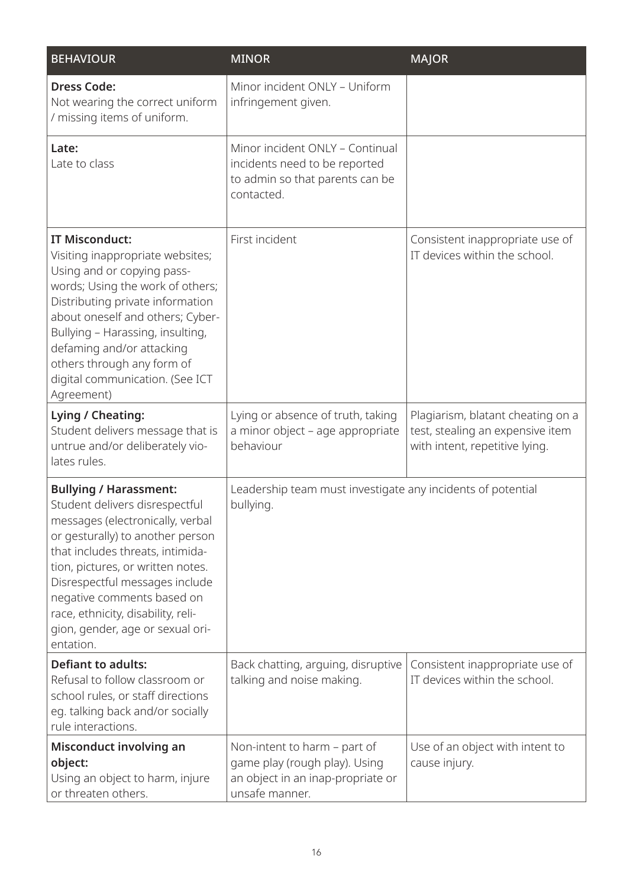| BEHAVIOUR | MINOR | MAJOR |
|---|---|---|
| **Dress Code:** Not wearing the correct uniform / missing items of uniform. | Minor incident ONLY – Uniform infringement given. | |
| **Late:** Late to class | Minor incident ONLY – Continual incidents need to be reported to admin so that parents can be contacted. | |
| **IT Misconduct:** Visiting inappropriate websites; Using and or copying pass-words; Using the work of others; Distributing private information about oneself and others; Cyber-Bullying – Harassing, insulting, defaming and/or attacking others through any form of digital communication. (See ICT Agreement) | First incident | Consistent inappropriate use of IT devices within the school. |
| **Lying / Cheating:** Student delivers message that is untrue and/or deliberately vio-lates rules. | Lying or absence of truth, taking a minor object – age appropriate behaviour | Plagiarism, blatant cheating on a test, stealing an expensive item with intent, repetitive lying. |
| **Bullying / Harassment:** Student delivers disrespectful messages (electronically, verbal or gesturally) to another person that includes threats, intimida-tion, pictures, or written notes. Disrespectful messages include negative comments based on race, ethnicity, disability, reli-gion, gender, age or sexual ori-entation. | Leadership team must investigate any incidents of potential bullying. | |
| **Defiant to adults:** Refusal to follow classroom or school rules, or staff directions eg. talking back and/or socially rule interactions. | Back chatting, arguing, disruptive talking and noise making. | Consistent inappropriate use of IT devices within the school. |
| **Misconduct involving an object:** Using an object to harm, injure or threaten others. | Non-intent to harm – part of game play (rough play). Using an object in an inap-propriate or unsafe manner. | Use of an object with intent to cause injury. |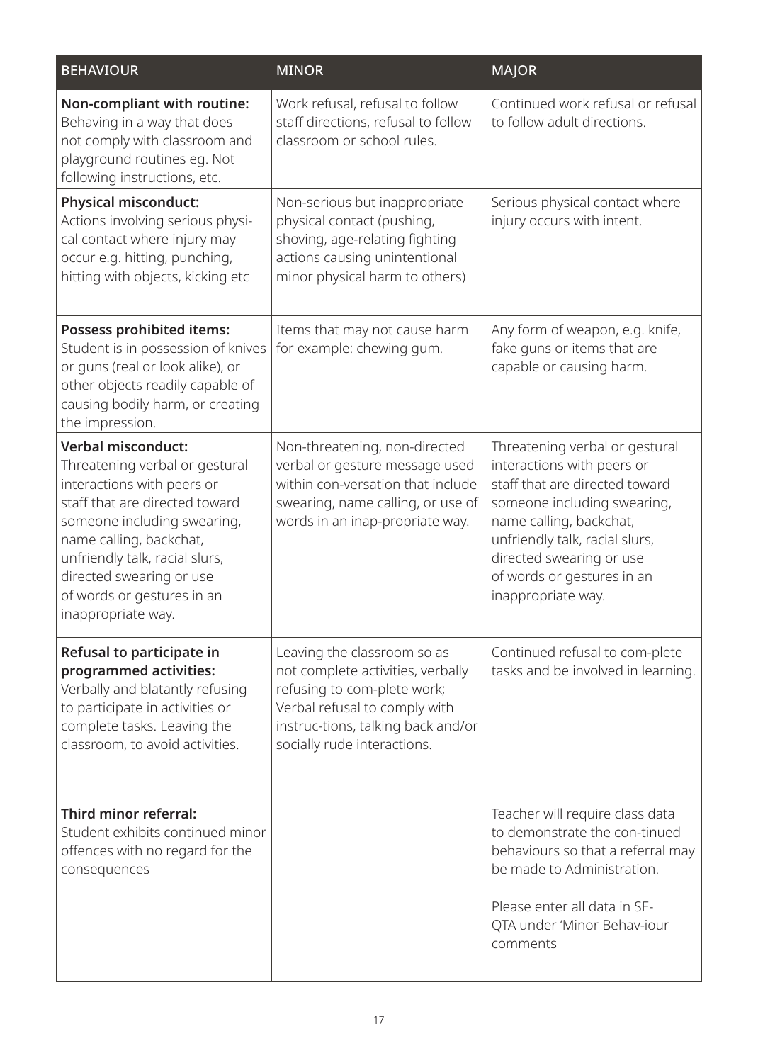| BEHAVIOUR | MINOR | MAJOR |
| --- | --- | --- |
| **Non-compliant with routine:** Behaving in a way that does not comply with classroom and playground routines eg. Not following instructions, etc. | Work refusal, refusal to follow staff directions, refusal to follow classroom or school rules. | Continued work refusal or refusal to follow adult directions. |
| **Physical misconduct:** Actions involving serious physi-cal contact where injury may occur e.g. hitting, punching, hitting with objects, kicking etc | Non-serious but inappropriate physical contact (pushing, shoving, age-relating fighting actions causing unintentional minor physical harm to others) | Serious physical contact where injury occurs with intent. |
| **Possess prohibited items:** Student is in possession of knives or guns (real or look alike), or other objects readily capable of causing bodily harm, or creating the impression. | Items that may not cause harm for example: chewing gum. | Any form of weapon, e.g. knife, fake guns or items that are capable or causing harm. |
| **Verbal misconduct:** Threatening verbal or gestural interactions with peers or staff that are directed toward someone including swearing, name calling, backchat, unfriendly talk, racial slurs, directed swearing or use of words or gestures in an inappropriate way. | Non-threatening, non-directed verbal or gesture message used within con-versation that include swearing, name calling, or use of words in an inap-propriate way. | Threatening verbal or gestural interactions with peers or staff that are directed toward someone including swearing, name calling, backchat, unfriendly talk, racial slurs, directed swearing or use of words or gestures in an inappropriate way. |
| **Refusal to participate in programmed activities:** Verbally and blatantly refusing to participate in activities or complete tasks. Leaving the classroom, to avoid activities. | Leaving the classroom so as not complete activities, verbally refusing to com-plete work; Verbal refusal to comply with instruc-tions, talking back and/or socially rude interactions. | Continued refusal to com-plete tasks and be involved in learning. |
| **Third minor referral:** Student exhibits continued minor offences with no regard for the consequences | | Teacher will require class data to demonstrate the con-tinued behaviours so that a referral may be made to Administration. Please enter all data in SE-QTA under 'Minor Behav-iour comments |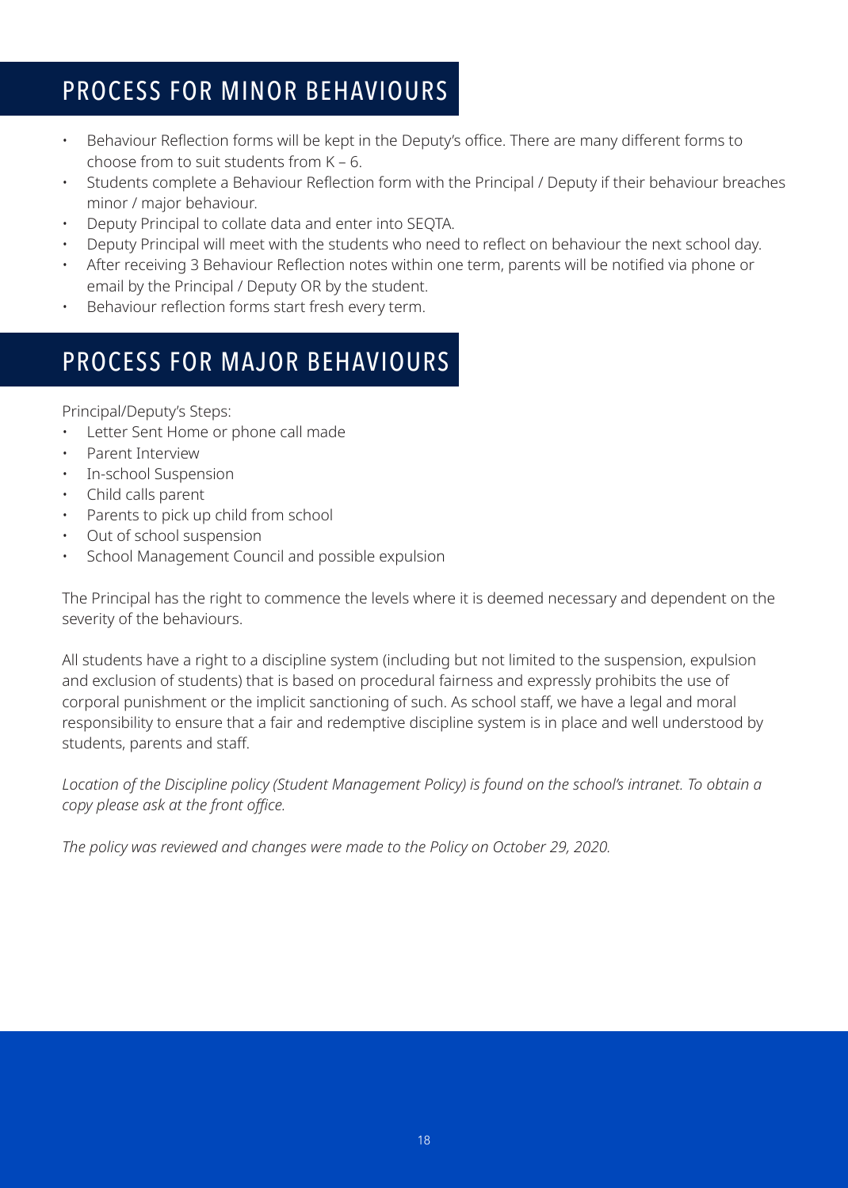## PROCESS FOR MINOR BEHAVIOURS

- Behaviour Reflection forms will be kept in the Deputy's office. There are many different forms to choose from to suit students from K – 6.
- Students complete a Behaviour Reflection form with the Principal / Deputy if their behaviour breaches minor / major behaviour.
- Deputy Principal to collate data and enter into SEQTA.
- Deputy Principal will meet with the students who need to reflect on behaviour the next school day.
- After receiving 3 Behaviour Reflection notes within one term, parents will be notified via phone or email by the Principal / Deputy OR by the student.
- Behaviour reflection forms start fresh every term.

## PROCESS FOR MAJOR BEHAVIOURS

Principal/Deputy's Steps:

- Letter Sent Home or phone call made
- Parent Interview
- In-school Suspension
- Child calls parent
- Parents to pick up child from school
- Out of school suspension
- School Management Council and possible expulsion

The Principal has the right to commence the levels where it is deemed necessary and dependent on the severity of the behaviours.

All students have a right to a discipline system (including but not limited to the suspension, expulsion and exclusion of students) that is based on procedural fairness and expressly prohibits the use of corporal punishment or the implicit sanctioning of such. As school staff, we have a legal and moral responsibility to ensure that a fair and redemptive discipline system is in place and well understood by students, parents and staff.

*Location of the Discipline policy (Student Management Policy) is found on the school's intranet. To obtain a copy please ask at the front office.*

*The policy was reviewed and changes were made to the Policy on October 29, 2020.*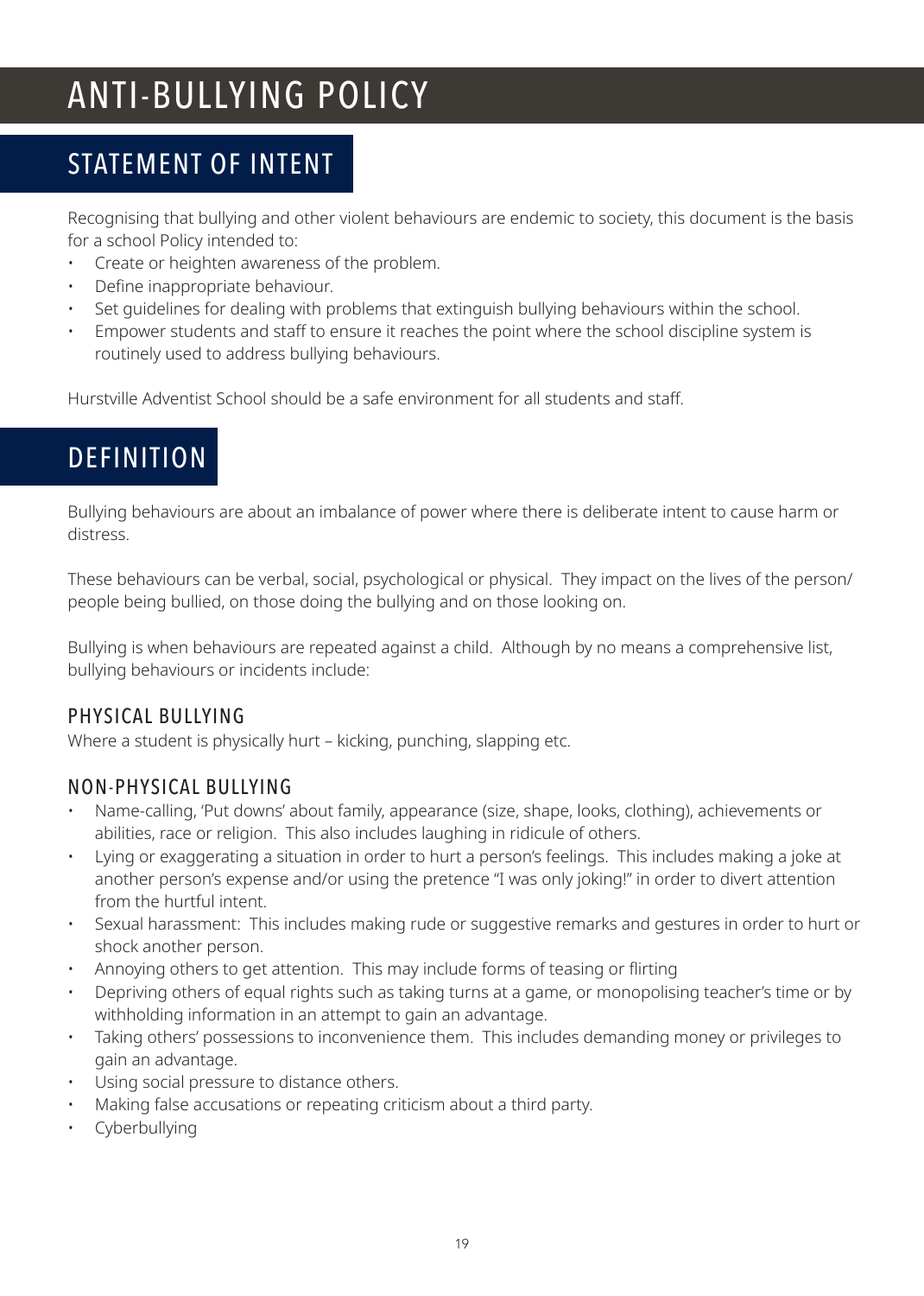# ANTI-BULLYING POLICY

## STATEMENT OF INTENT

Recognising that bullying and other violent behaviours are endemic to society, this document is the basis for a school Policy intended to:

- Create or heighten awareness of the problem.
- Define inappropriate behaviour.
- Set guidelines for dealing with problems that extinguish bullying behaviours within the school.
- Empower students and staff to ensure it reaches the point where the school discipline system is routinely used to address bullying behaviours.

Hurstville Adventist School should be a safe environment for all students and staff.

## DEFINITION

Bullying behaviours are about an imbalance of power where there is deliberate intent to cause harm or distress.

These behaviours can be verbal, social, psychological or physical. They impact on the lives of the person/people being bullied, on those doing the bullying and on those looking on.

Bullying is when behaviours are repeated against a child. Although by no means a comprehensive list, bullying behaviours or incidents include:

### PHYSICAL BULLYING

Where a student is physically hurt – kicking, punching, slapping etc.

### NON-PHYSICAL BULLYING

- Name-calling, 'Put downs' about family, appearance (size, shape, looks, clothing), achievements or abilities, race or religion. This also includes laughing in ridicule of others.
- Lying or exaggerating a situation in order to hurt a person's feelings. This includes making a joke at another person's expense and/or using the pretence "I was only joking!" in order to divert attention from the hurtful intent.
- Sexual harassment: This includes making rude or suggestive remarks and gestures in order to hurt or shock another person.
- Annoying others to get attention. This may include forms of teasing or flirting
- Depriving others of equal rights such as taking turns at a game, or monopolising teacher's time or by withholding information in an attempt to gain an advantage.
- Taking others' possessions to inconvenience them. This includes demanding money or privileges to gain an advantage.
- Using social pressure to distance others.
- Making false accusations or repeating criticism about a third party.
- Cyberbullying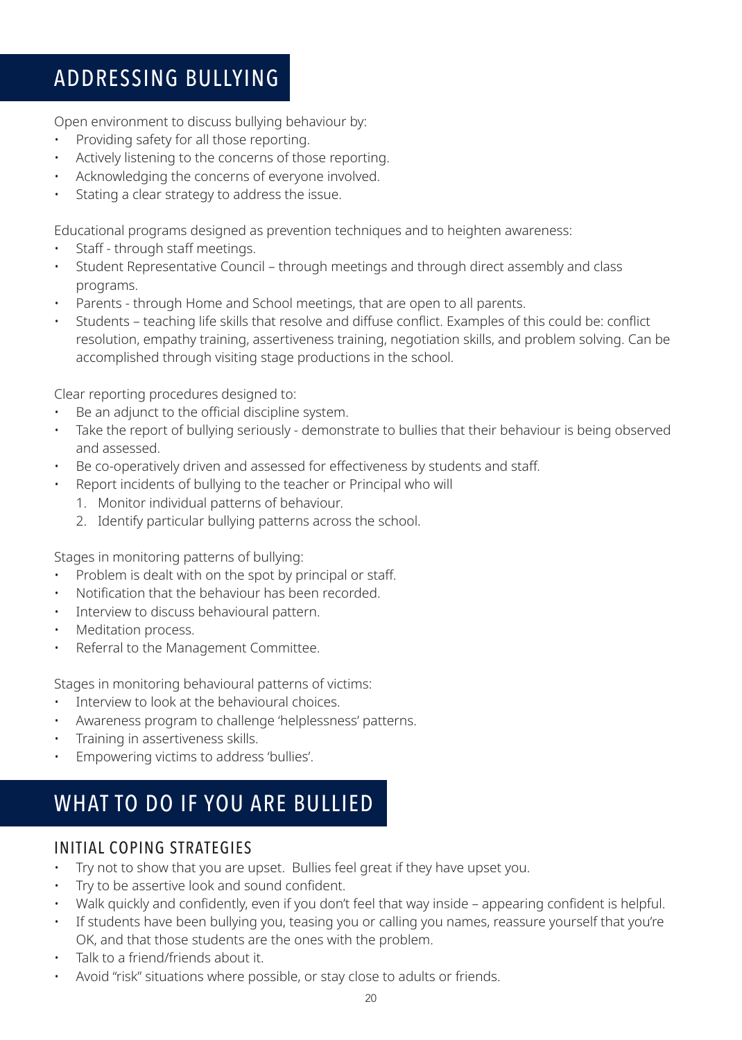# ADDRESSING BULLYING

Open environment to discuss bullying behaviour by:

- Providing safety for all those reporting.
- Actively listening to the concerns of those reporting.
- Acknowledging the concerns of everyone involved.
- Stating a clear strategy to address the issue.

Educational programs designed as prevention techniques and to heighten awareness:

- Staff - through staff meetings.
- Student Representative Council – through meetings and through direct assembly and class programs.
- Parents - through Home and School meetings, that are open to all parents.
- Students – teaching life skills that resolve and diffuse conflict. Examples of this could be: conflict resolution, empathy training, assertiveness training, negotiation skills, and problem solving. Can be accomplished through visiting stage productions in the school.

Clear reporting procedures designed to:

- Be an adjunct to the official discipline system.
- Take the report of bullying seriously - demonstrate to bullies that their behaviour is being observed and assessed.
- Be co-operatively driven and assessed for effectiveness by students and staff.
- Report incidents of bullying to the teacher or Principal who will
  1. Monitor individual patterns of behaviour.
  2. Identify particular bullying patterns across the school.

Stages in monitoring patterns of bullying:

- Problem is dealt with on the spot by principal or staff.
- Notification that the behaviour has been recorded.
- Interview to discuss behavioural pattern.
- Meditation process.
- Referral to the Management Committee.

Stages in monitoring behavioural patterns of victims:

- Interview to look at the behavioural choices.
- Awareness program to challenge 'helplessness' patterns.
- Training in assertiveness skills.
- Empowering victims to address 'bullies'.

# WHAT TO DO IF YOU ARE BULLIED

## INITIAL COPING STRATEGIES

- Try not to show that you are upset. Bullies feel great if they have upset you.
- Try to be assertive look and sound confident.
- Walk quickly and confidently, even if you don't feel that way inside – appearing confident is helpful.
- If students have been bullying you, teasing you or calling you names, reassure yourself that you're OK, and that those students are the ones with the problem.
- Talk to a friend/friends about it.
- Avoid "risk" situations where possible, or stay close to adults or friends.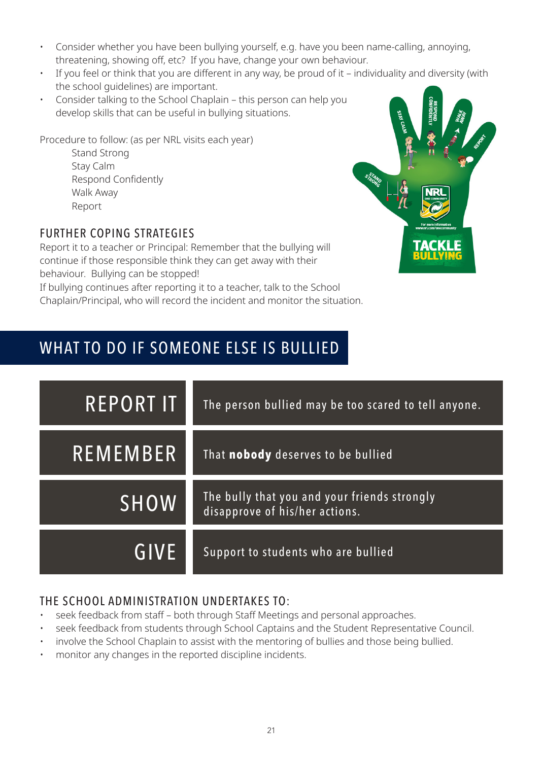- Consider whether you have been bullying yourself, e.g. have you been name-calling, annoying, threatening, showing off, etc? If you have, change your own behaviour.
- If you feel or think that you are different in any way, be proud of it – individuality and diversity (with the school guidelines) are important.
- Consider talking to the School Chaplain – this person can help you develop skills that can be useful in bullying situations.

Procedure to follow: (as per NRL visits each year)

Stand Strong
Stay Calm
Respond Confidently
Walk Away
Report

### FURTHER COPING STRATEGIES

Report it to a teacher or Principal: Remember that the bullying will continue if those responsible think they can get away with their behaviour. Bullying can be stopped!
If bullying continues after reporting it to a teacher, talk to the School Chaplain/Principal, who will record the incident and monitor the situation.

## WHAT TO DO IF SOMEONE ELSE IS BULLIED

| | |
|---|---|
| REPORT IT | The person bullied may be too scared to tell anyone. |
| REMEMBER | That **nobody** deserves to be bullied |
| SHOW | The bully that you and your friends strongly disapprove of his/her actions. |
| GIVE | Support to students who are bullied |

### THE SCHOOL ADMINISTRATION UNDERTAKES TO:

- seek feedback from staff – both through Staff Meetings and personal approaches.
- seek feedback from students through School Captains and the Student Representative Council.
- involve the School Chaplain to assist with the mentoring of bullies and those being bullied.
- monitor any changes in the reported discipline incidents.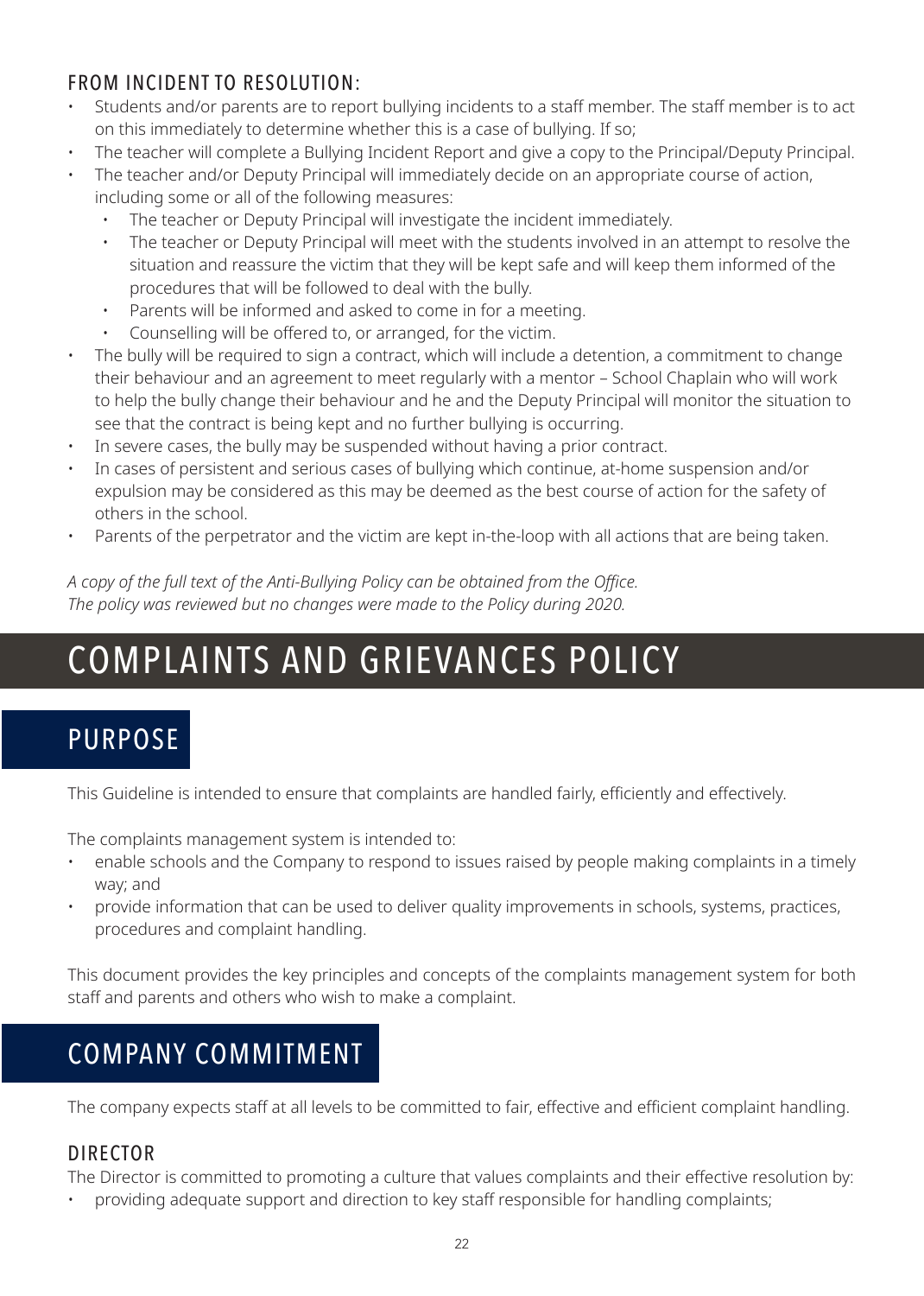### FROM INCIDENT TO RESOLUTION:

- Students and/or parents are to report bullying incidents to a staff member. The staff member is to act on this immediately to determine whether this is a case of bullying. If so;
- The teacher will complete a Bullying Incident Report and give a copy to the Principal/Deputy Principal.
- The teacher and/or Deputy Principal will immediately decide on an appropriate course of action, including some or all of the following measures:
  - The teacher or Deputy Principal will investigate the incident immediately.
  - The teacher or Deputy Principal will meet with the students involved in an attempt to resolve the situation and reassure the victim that they will be kept safe and will keep them informed of the procedures that will be followed to deal with the bully.
  - Parents will be informed and asked to come in for a meeting.
  - Counselling will be offered to, or arranged, for the victim.
- The bully will be required to sign a contract, which will include a detention, a commitment to change their behaviour and an agreement to meet regularly with a mentor – School Chaplain who will work to help the bully change their behaviour and he and the Deputy Principal will monitor the situation to see that the contract is being kept and no further bullying is occurring.
- In severe cases, the bully may be suspended without having a prior contract.
- In cases of persistent and serious cases of bullying which continue, at-home suspension and/or expulsion may be considered as this may be deemed as the best course of action for the safety of others in the school.
- Parents of the perpetrator and the victim are kept in-the-loop with all actions that are being taken.

*A copy of the full text of the Anti-Bullying Policy can be obtained from the Office.*
*The policy was reviewed but no changes were made to the Policy during 2020.*

# COMPLAINTS AND GRIEVANCES POLICY

## PURPOSE

This Guideline is intended to ensure that complaints are handled fairly, efficiently and effectively.

The complaints management system is intended to:

- enable schools and the Company to respond to issues raised by people making complaints in a timely way; and
- provide information that can be used to deliver quality improvements in schools, systems, practices, procedures and complaint handling.

This document provides the key principles and concepts of the complaints management system for both staff and parents and others who wish to make a complaint.

## COMPANY COMMITMENT

The company expects staff at all levels to be committed to fair, effective and efficient complaint handling.

### DIRECTOR

The Director is committed to promoting a culture that values complaints and their effective resolution by:

- providing adequate support and direction to key staff responsible for handling complaints;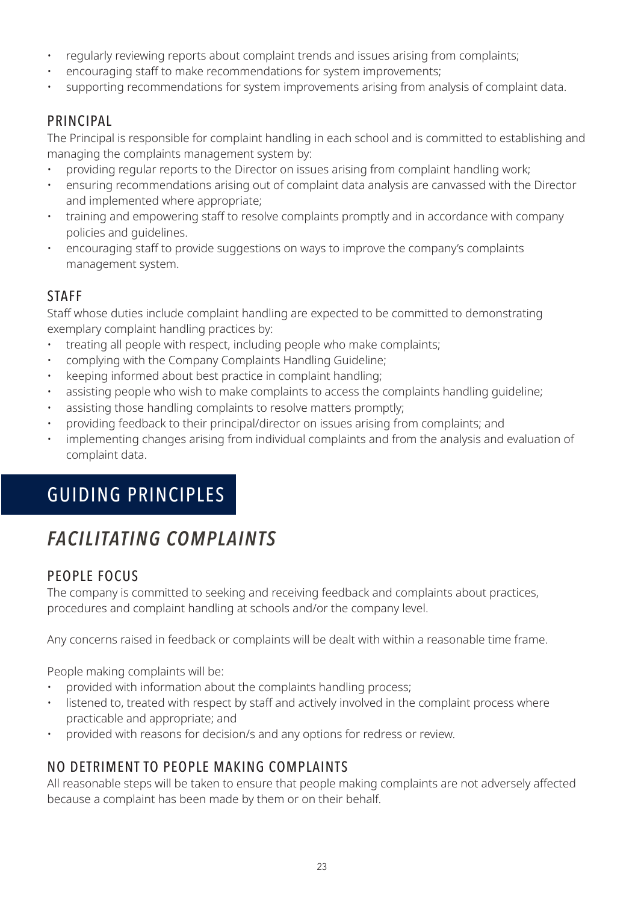- regularly reviewing reports about complaint trends and issues arising from complaints;
- encouraging staff to make recommendations for system improvements;
- supporting recommendations for system improvements arising from analysis of complaint data.

### PRINCIPAL

The Principal is responsible for complaint handling in each school and is committed to establishing and managing the complaints management system by:

- providing regular reports to the Director on issues arising from complaint handling work;
- ensuring recommendations arising out of complaint data analysis are canvassed with the Director and implemented where appropriate;
- training and empowering staff to resolve complaints promptly and in accordance with company policies and guidelines.
- encouraging staff to provide suggestions on ways to improve the company's complaints management system.

### STAFF

Staff whose duties include complaint handling are expected to be committed to demonstrating exemplary complaint handling practices by:

- treating all people with respect, including people who make complaints;
- complying with the Company Complaints Handling Guideline;
- keeping informed about best practice in complaint handling;
- assisting people who wish to make complaints to access the complaints handling guideline;
- assisting those handling complaints to resolve matters promptly;
- providing feedback to their principal/director on issues arising from complaints; and
- implementing changes arising from individual complaints and from the analysis and evaluation of complaint data.

# GUIDING PRINCIPLES

## *FACILITATING COMPLAINTS*

### PEOPLE FOCUS

The company is committed to seeking and receiving feedback and complaints about practices, procedures and complaint handling at schools and/or the company level.

Any concerns raised in feedback or complaints will be dealt with within a reasonable time frame.

People making complaints will be:

- provided with information about the complaints handling process;
- listened to, treated with respect by staff and actively involved in the complaint process where practicable and appropriate; and
- provided with reasons for decision/s and any options for redress or review.

### NO DETRIMENT TO PEOPLE MAKING COMPLAINTS

All reasonable steps will be taken to ensure that people making complaints are not adversely affected because a complaint has been made by them or on their behalf.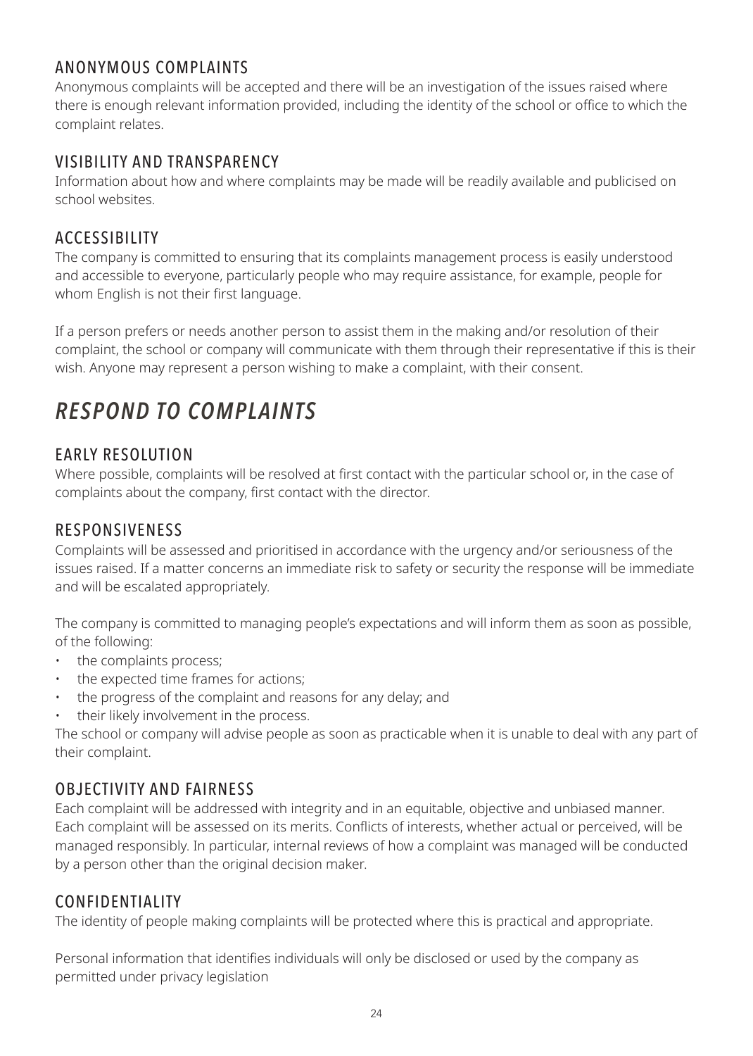### ANONYMOUS COMPLAINTS

Anonymous complaints will be accepted and there will be an investigation of the issues raised where there is enough relevant information provided, including the identity of the school or office to which the complaint relates.

### VISIBILITY AND TRANSPARENCY

Information about how and where complaints may be made will be readily available and publicised on school websites.

### ACCESSIBILITY

The company is committed to ensuring that its complaints management process is easily understood and accessible to everyone, particularly people who may require assistance, for example, people for whom English is not their first language.

If a person prefers or needs another person to assist them in the making and/or resolution of their complaint, the school or company will communicate with them through their representative if this is their wish. Anyone may represent a person wishing to make a complaint, with their consent.

## *RESPOND TO COMPLAINTS*

### EARLY RESOLUTION

Where possible, complaints will be resolved at first contact with the particular school or, in the case of complaints about the company, first contact with the director.

### RESPONSIVENESS

Complaints will be assessed and prioritised in accordance with the urgency and/or seriousness of the issues raised. If a matter concerns an immediate risk to safety or security the response will be immediate and will be escalated appropriately.

The company is committed to managing people's expectations and will inform them as soon as possible, of the following:

- the complaints process;
- the expected time frames for actions;
- the progress of the complaint and reasons for any delay; and
- their likely involvement in the process.

The school or company will advise people as soon as practicable when it is unable to deal with any part of their complaint.

### OBJECTIVITY AND FAIRNESS

Each complaint will be addressed with integrity and in an equitable, objective and unbiased manner. Each complaint will be assessed on its merits. Conflicts of interests, whether actual or perceived, will be managed responsibly. In particular, internal reviews of how a complaint was managed will be conducted by a person other than the original decision maker.

### CONFIDENTIALITY

The identity of people making complaints will be protected where this is practical and appropriate.

Personal information that identifies individuals will only be disclosed or used by the company as permitted under privacy legislation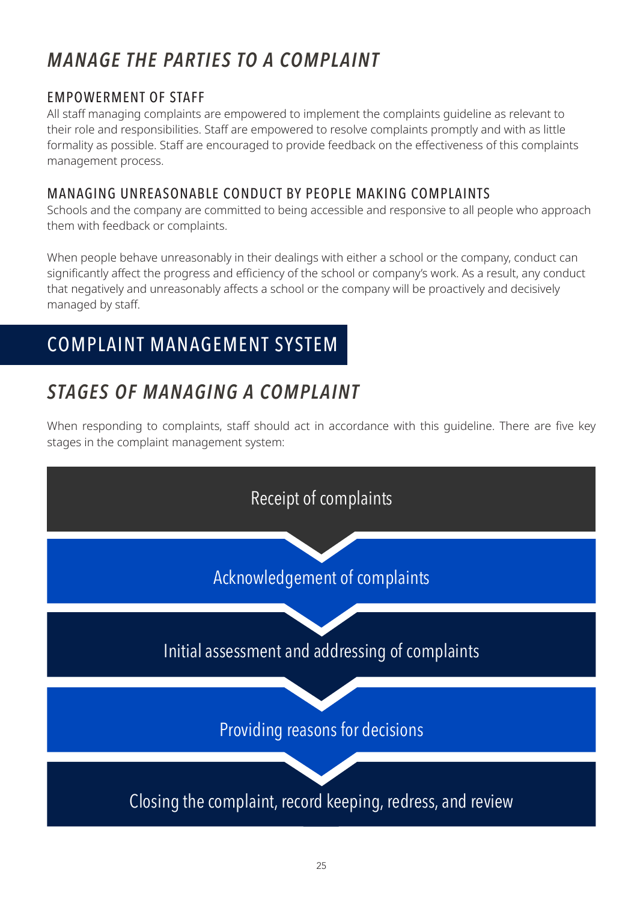## *MANAGE THE PARTIES TO A COMPLAINT*

### EMPOWERMENT OF STAFF

All staff managing complaints are empowered to implement the complaints guideline as relevant to their role and responsibilities. Staff are empowered to resolve complaints promptly and with as little formality as possible. Staff are encouraged to provide feedback on the effectiveness of this complaints management process.

### MANAGING UNREASONABLE CONDUCT BY PEOPLE MAKING COMPLAINTS

Schools and the company are committed to being accessible and responsive to all people who approach them with feedback or complaints.

When people behave unreasonably in their dealings with either a school or the company, conduct can significantly affect the progress and efficiency of the school or company's work. As a result, any conduct that negatively and unreasonably affects a school or the company will be proactively and decisively managed by staff.

# COMPLAINT MANAGEMENT SYSTEM

## *STAGES OF MANAGING A COMPLAINT*

When responding to complaints, staff should act in accordance with this guideline. There are five key stages in the complaint management system:

1. Receipt of complaints
2. Acknowledgement of complaints
3. Initial assessment and addressing of complaints
4. Providing reasons for decisions
5. Closing the complaint, record keeping, redress, and review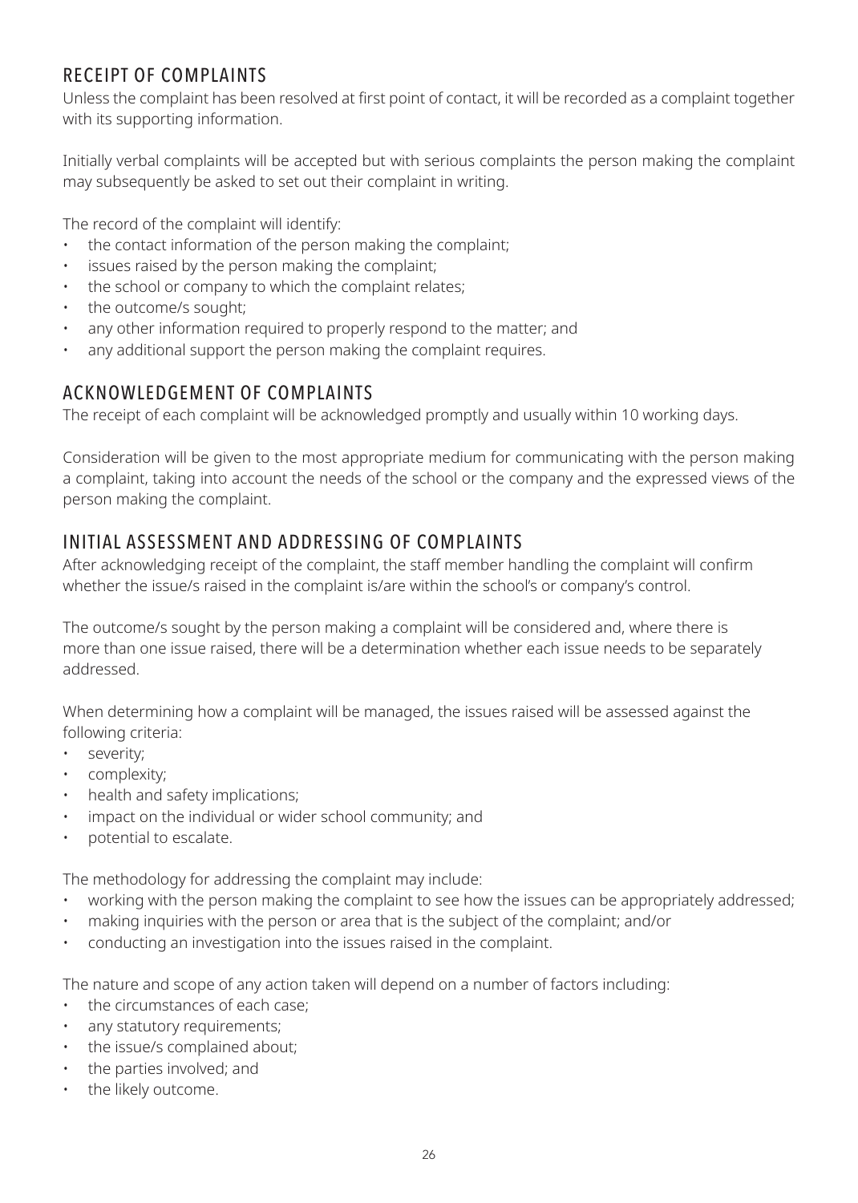## RECEIPT OF COMPLAINTS

Unless the complaint has been resolved at first point of contact, it will be recorded as a complaint together with its supporting information.

Initially verbal complaints will be accepted but with serious complaints the person making the complaint may subsequently be asked to set out their complaint in writing.

The record of the complaint will identify:

- the contact information of the person making the complaint;
- issues raised by the person making the complaint;
- the school or company to which the complaint relates;
- the outcome/s sought;
- any other information required to properly respond to the matter; and
- any additional support the person making the complaint requires.

## ACKNOWLEDGEMENT OF COMPLAINTS

The receipt of each complaint will be acknowledged promptly and usually within 10 working days.

Consideration will be given to the most appropriate medium for communicating with the person making a complaint, taking into account the needs of the school or the company and the expressed views of the person making the complaint.

## INITIAL ASSESSMENT AND ADDRESSING OF COMPLAINTS

After acknowledging receipt of the complaint, the staff member handling the complaint will confirm whether the issue/s raised in the complaint is/are within the school's or company's control.

The outcome/s sought by the person making a complaint will be considered and, where there is more than one issue raised, there will be a determination whether each issue needs to be separately addressed.

When determining how a complaint will be managed, the issues raised will be assessed against the following criteria:

- severity;
- complexity;
- health and safety implications;
- impact on the individual or wider school community; and
- potential to escalate.

The methodology for addressing the complaint may include:

- working with the person making the complaint to see how the issues can be appropriately addressed;
- making inquiries with the person or area that is the subject of the complaint; and/or
- conducting an investigation into the issues raised in the complaint.

The nature and scope of any action taken will depend on a number of factors including:

- the circumstances of each case;
- any statutory requirements;
- the issue/s complained about;
- the parties involved; and
- the likely outcome.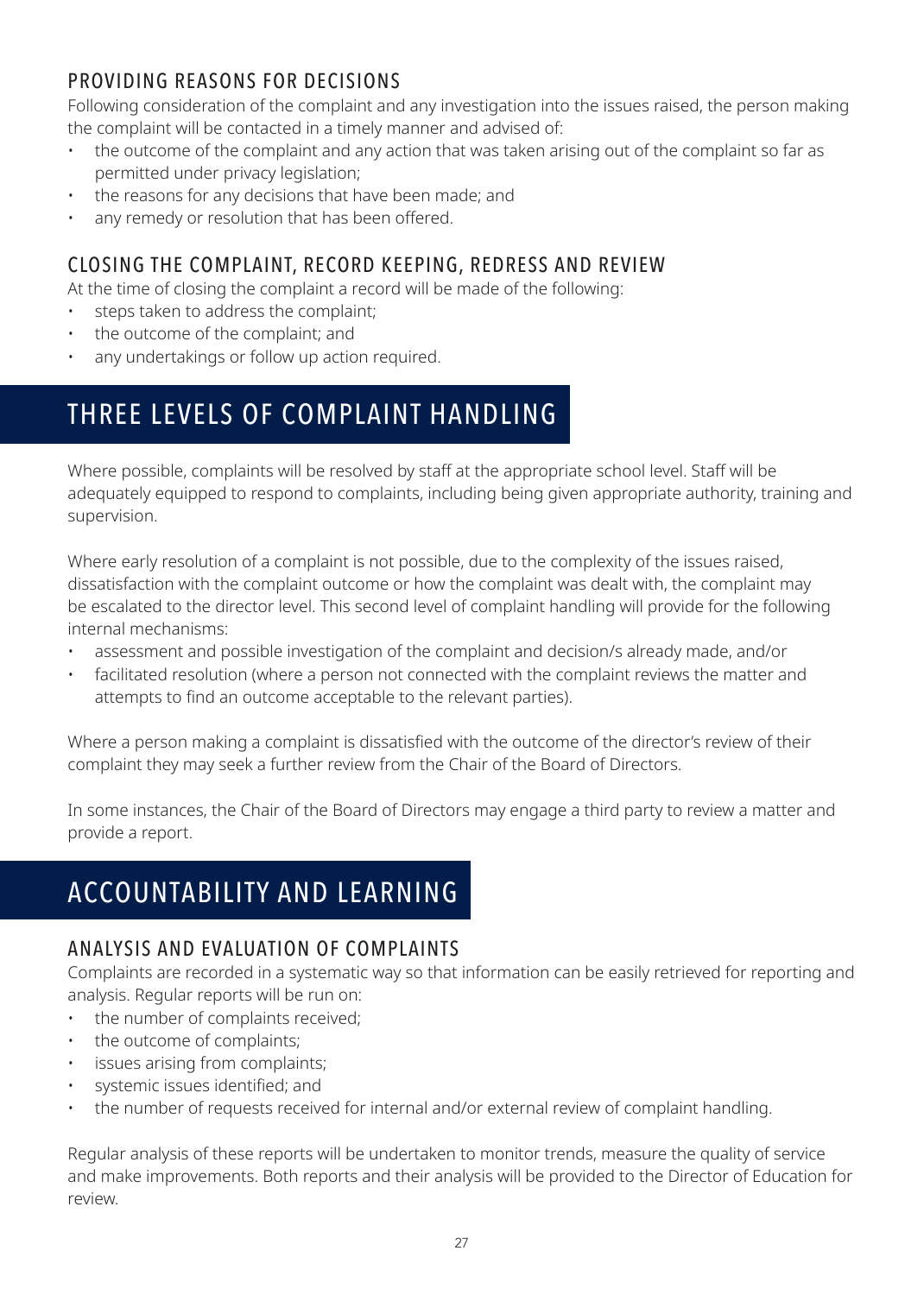### PROVIDING REASONS FOR DECISIONS

Following consideration of the complaint and any investigation into the issues raised, the person making the complaint will be contacted in a timely manner and advised of:

- the outcome of the complaint and any action that was taken arising out of the complaint so far as permitted under privacy legislation;
- the reasons for any decisions that have been made; and
- any remedy or resolution that has been offered.

### CLOSING THE COMPLAINT, RECORD KEEPING, REDRESS AND REVIEW

At the time of closing the complaint a record will be made of the following:

- steps taken to address the complaint;
- the outcome of the complaint; and
- any undertakings or follow up action required.

## THREE LEVELS OF COMPLAINT HANDLING

Where possible, complaints will be resolved by staff at the appropriate school level. Staff will be adequately equipped to respond to complaints, including being given appropriate authority, training and supervision.

Where early resolution of a complaint is not possible, due to the complexity of the issues raised, dissatisfaction with the complaint outcome or how the complaint was dealt with, the complaint may be escalated to the director level. This second level of complaint handling will provide for the following internal mechanisms:

- assessment and possible investigation of the complaint and decision/s already made, and/or
- facilitated resolution (where a person not connected with the complaint reviews the matter and attempts to find an outcome acceptable to the relevant parties).

Where a person making a complaint is dissatisfied with the outcome of the director's review of their complaint they may seek a further review from the Chair of the Board of Directors.

In some instances, the Chair of the Board of Directors may engage a third party to review a matter and provide a report.

## ACCOUNTABILITY AND LEARNING

### ANALYSIS AND EVALUATION OF COMPLAINTS

Complaints are recorded in a systematic way so that information can be easily retrieved for reporting and analysis. Regular reports will be run on:

- the number of complaints received;
- the outcome of complaints;
- issues arising from complaints;
- systemic issues identified; and
- the number of requests received for internal and/or external review of complaint handling.

Regular analysis of these reports will be undertaken to monitor trends, measure the quality of service and make improvements. Both reports and their analysis will be provided to the Director of Education for review.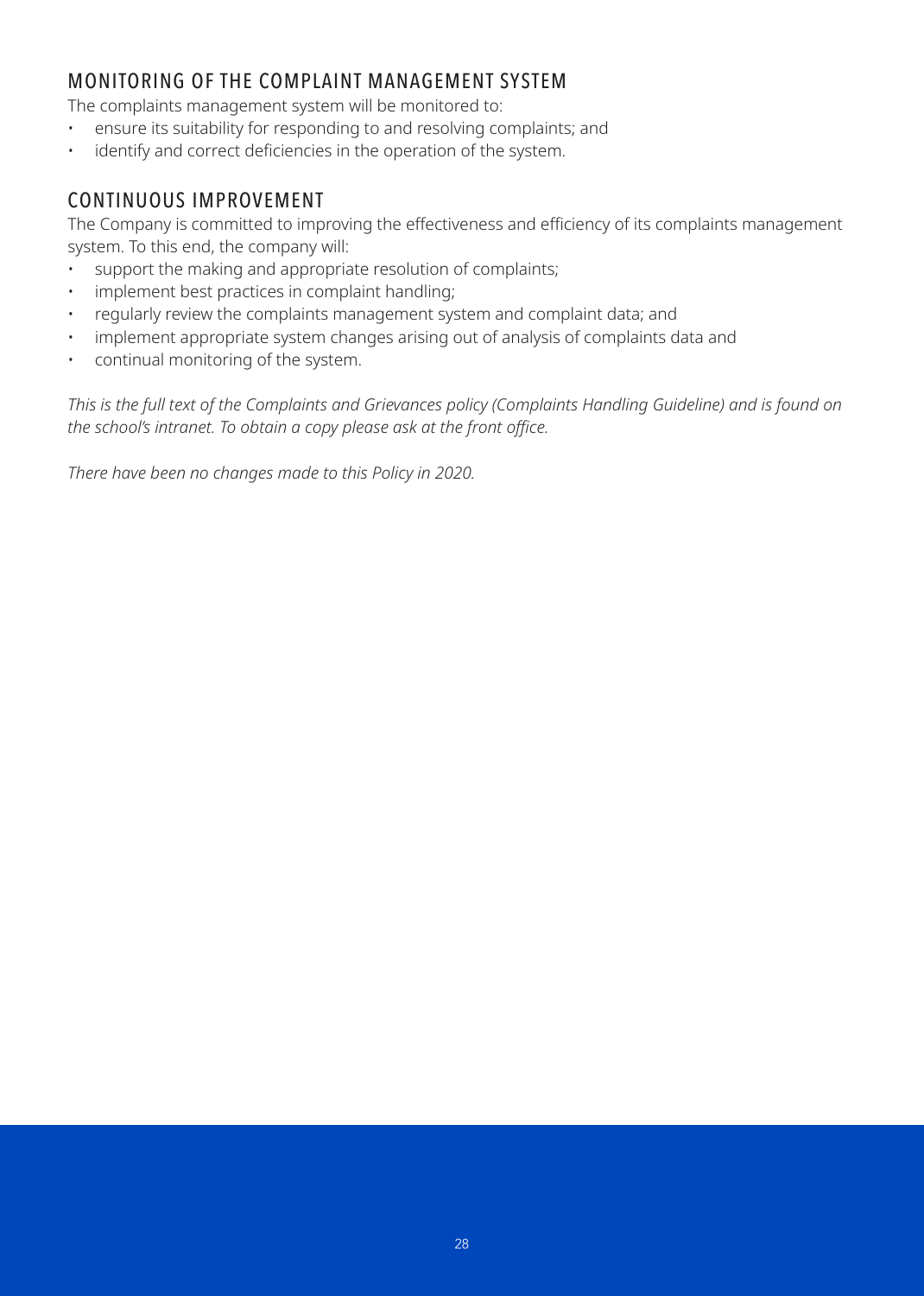## MONITORING OF THE COMPLAINT MANAGEMENT SYSTEM

The complaints management system will be monitored to:

- ensure its suitability for responding to and resolving complaints; and
- identify and correct deficiencies in the operation of the system.

## CONTINUOUS IMPROVEMENT

The Company is committed to improving the effectiveness and efficiency of its complaints management system. To this end, the company will:

- support the making and appropriate resolution of complaints;
- implement best practices in complaint handling;
- regularly review the complaints management system and complaint data; and
- implement appropriate system changes arising out of analysis of complaints data and
- continual monitoring of the system.

*This is the full text of the Complaints and Grievances policy (Complaints Handling Guideline) and is found on the school's intranet. To obtain a copy please ask at the front office.*

*There have been no changes made to this Policy in 2020.*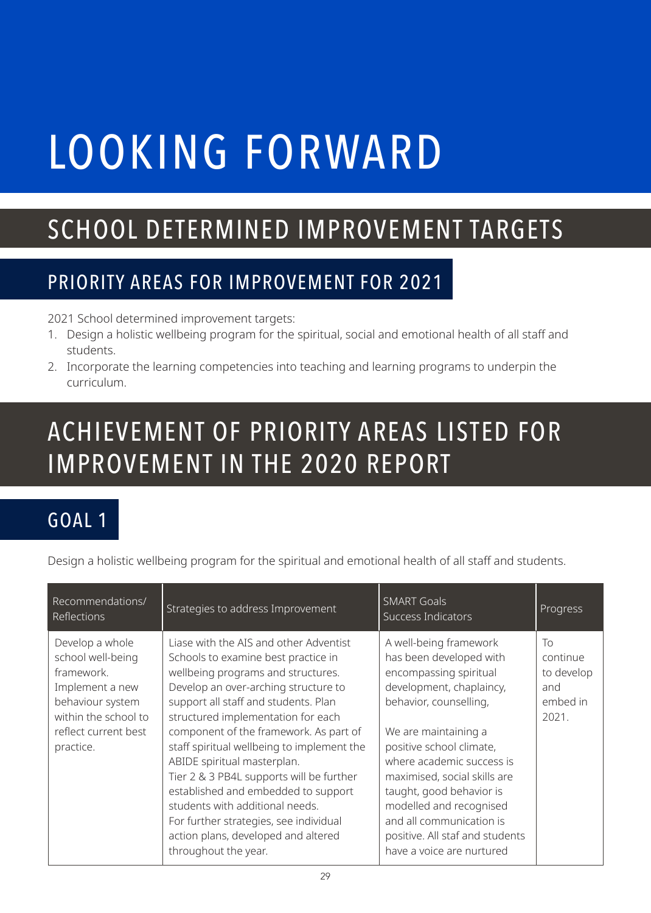# LOOKING FORWARD

## SCHOOL DETERMINED IMPROVEMENT TARGETS

### PRIORITY AREAS FOR IMPROVEMENT FOR 2021

2021 School determined improvement targets:

1. Design a holistic wellbeing program for the spiritual, social and emotional health of all staff and students.
2. Incorporate the learning competencies into teaching and learning programs to underpin the curriculum.

## ACHIEVEMENT OF PRIORITY AREAS LISTED FOR IMPROVEMENT IN THE 2020 REPORT

### GOAL 1

Design a holistic wellbeing program for the spiritual and emotional health of all staff and students.

| Recommendations/ Reflections | Strategies to address Improvement | SMART Goals Success Indicators | Progress |
|---|---|---|---|
| Develop a whole school well-being framework. Implement a new behaviour system within the school to reflect current best practice. | Liase with the AIS and other Adventist Schools to examine best practice in wellbeing programs and structures. Develop an over-arching structure to support all staff and students. Plan structured implementation for each component of the framework. As part of staff spiritual wellbeing to implement the ABIDE spiritual masterplan. Tier 2 & 3 PB4L supports will be further established and embedded to support students with additional needs. For further strategies, see individual action plans, developed and altered throughout the year. | A well-being framework has been developed with encompassing spiritual development, chaplaincy, behavior, counselling,<br><br>We are maintaining a positive school climate, where academic success is maximised, social skills are taught, good behavior is modelled and recognised and all communication is positive. All staf and students have a voice are nurtured | To continue to develop and embed in 2021. |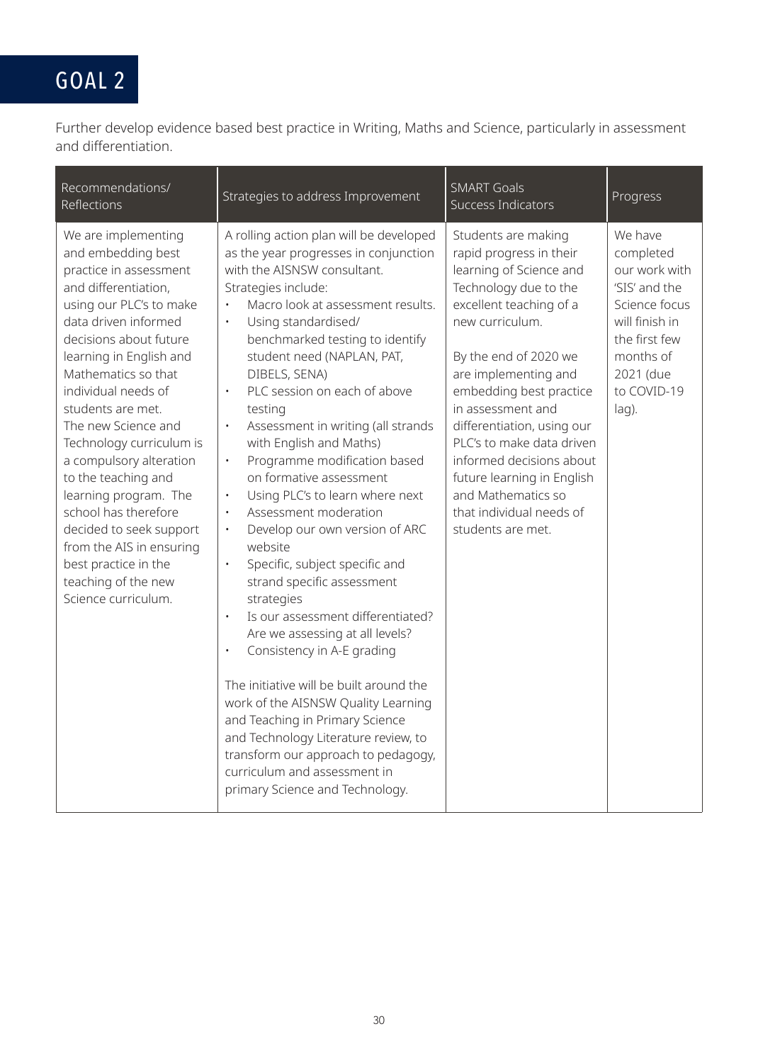# GOAL 2

Further develop evidence based best practice in Writing, Maths and Science, particularly in assessment and differentiation.

| Recommendations/ Reflections | Strategies to address Improvement | SMART Goals Success Indicators | Progress |
|---|---|---|---|
| We are implementing and embedding best practice in assessment and differentiation, using our PLC's to make data driven informed decisions about future learning in English and Mathematics so that individual needs of students are met.<br>The new Science and Technology curriculum is a compulsory alteration to the teaching and learning program. The school has therefore decided to seek support from the AIS in ensuring best practice in the teaching of the new Science curriculum. | A rolling action plan will be developed as the year progresses in conjunction with the AISNSW consultant.<br>Strategies include:<br>• Macro look at assessment results.<br>• Using standardised/ benchmarked testing to identify student need (NAPLAN, PAT, DIBELS, SENA)<br>• PLC session on each of above testing<br>• Assessment in writing (all strands with English and Maths)<br>• Programme modification based on formative assessment<br>• Using PLC's to learn where next<br>• Assessment moderation<br>• Develop our own version of ARC website<br>• Specific, subject specific and strand specific assessment strategies<br>• Is our assessment differentiated? Are we assessing at all levels?<br>• Consistency in A-E grading<br><br>The initiative will be built around the work of the AISNSW Quality Learning and Teaching in Primary Science and Technology Literature review, to transform our approach to pedagogy, curriculum and assessment in primary Science and Technology. | Students are making rapid progress in their learning of Science and Technology due to the excellent teaching of a new curriculum.<br><br>By the end of 2020 we are implementing and embedding best practice in assessment and differentiation, using our PLC's to make data driven informed decisions about future learning in English and Mathematics so that individual needs of students are met. | We have completed our work with 'SIS' and the Science focus will finish in the first few months of 2021 (due to COVID-19 lag). |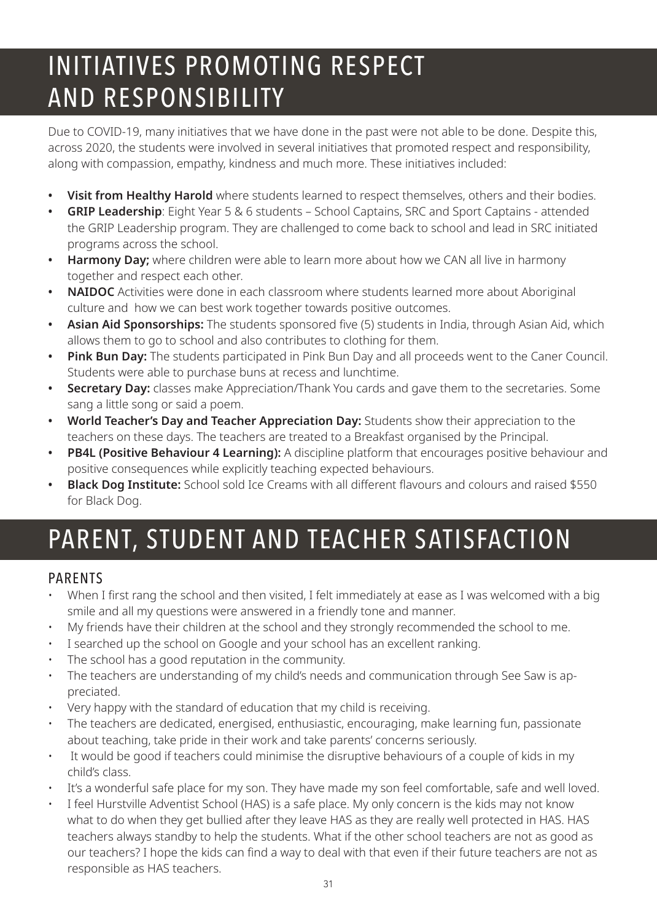# INITIATIVES PROMOTING RESPECT AND RESPONSIBILITY

Due to COVID-19, many initiatives that we have done in the past were not able to be done. Despite this, across 2020, the students were involved in several initiatives that promoted respect and responsibility, along with compassion, empathy, kindness and much more. These initiatives included:

- **Visit from Healthy Harold** where students learned to respect themselves, others and their bodies.
- **GRIP Leadership**: Eight Year 5 & 6 students – School Captains, SRC and Sport Captains - attended the GRIP Leadership program. They are challenged to come back to school and lead in SRC initiated programs across the school.
- **Harmony Day;** where children were able to learn more about how we CAN all live in harmony together and respect each other.
- **NAIDOC** Activities were done in each classroom where students learned more about Aboriginal culture and how we can best work together towards positive outcomes.
- **Asian Aid Sponsorships:** The students sponsored five (5) students in India, through Asian Aid, which allows them to go to school and also contributes to clothing for them.
- **Pink Bun Day:** The students participated in Pink Bun Day and all proceeds went to the Caner Council. Students were able to purchase buns at recess and lunchtime.
- **Secretary Day:** classes make Appreciation/Thank You cards and gave them to the secretaries. Some sang a little song or said a poem.
- **World Teacher's Day and Teacher Appreciation Day:** Students show their appreciation to the teachers on these days. The teachers are treated to a Breakfast organised by the Principal.
- **PB4L (Positive Behaviour 4 Learning):** A discipline platform that encourages positive behaviour and positive consequences while explicitly teaching expected behaviours.
- **Black Dog Institute:** School sold Ice Creams with all different flavours and colours and raised $550 for Black Dog.

# PARENT, STUDENT AND TEACHER SATISFACTION

## PARENTS

- When I first rang the school and then visited, I felt immediately at ease as I was welcomed with a big smile and all my questions were answered in a friendly tone and manner.
- My friends have their children at the school and they strongly recommended the school to me.
- I searched up the school on Google and your school has an excellent ranking.
- The school has a good reputation in the community.
- The teachers are understanding of my child's needs and communication through See Saw is appreciated.
- Very happy with the standard of education that my child is receiving.
- The teachers are dedicated, energised, enthusiastic, encouraging, make learning fun, passionate about teaching, take pride in their work and take parents' concerns seriously.
- It would be good if teachers could minimise the disruptive behaviours of a couple of kids in my child's class.
- It's a wonderful safe place for my son. They have made my son feel comfortable, safe and well loved.
- I feel Hurstville Adventist School (HAS) is a safe place. My only concern is the kids may not know what to do when they get bullied after they leave HAS as they are really well protected in HAS. HAS teachers always standby to help the students. What if the other school teachers are not as good as our teachers? I hope the kids can find a way to deal with that even if their future teachers are not as responsible as HAS teachers.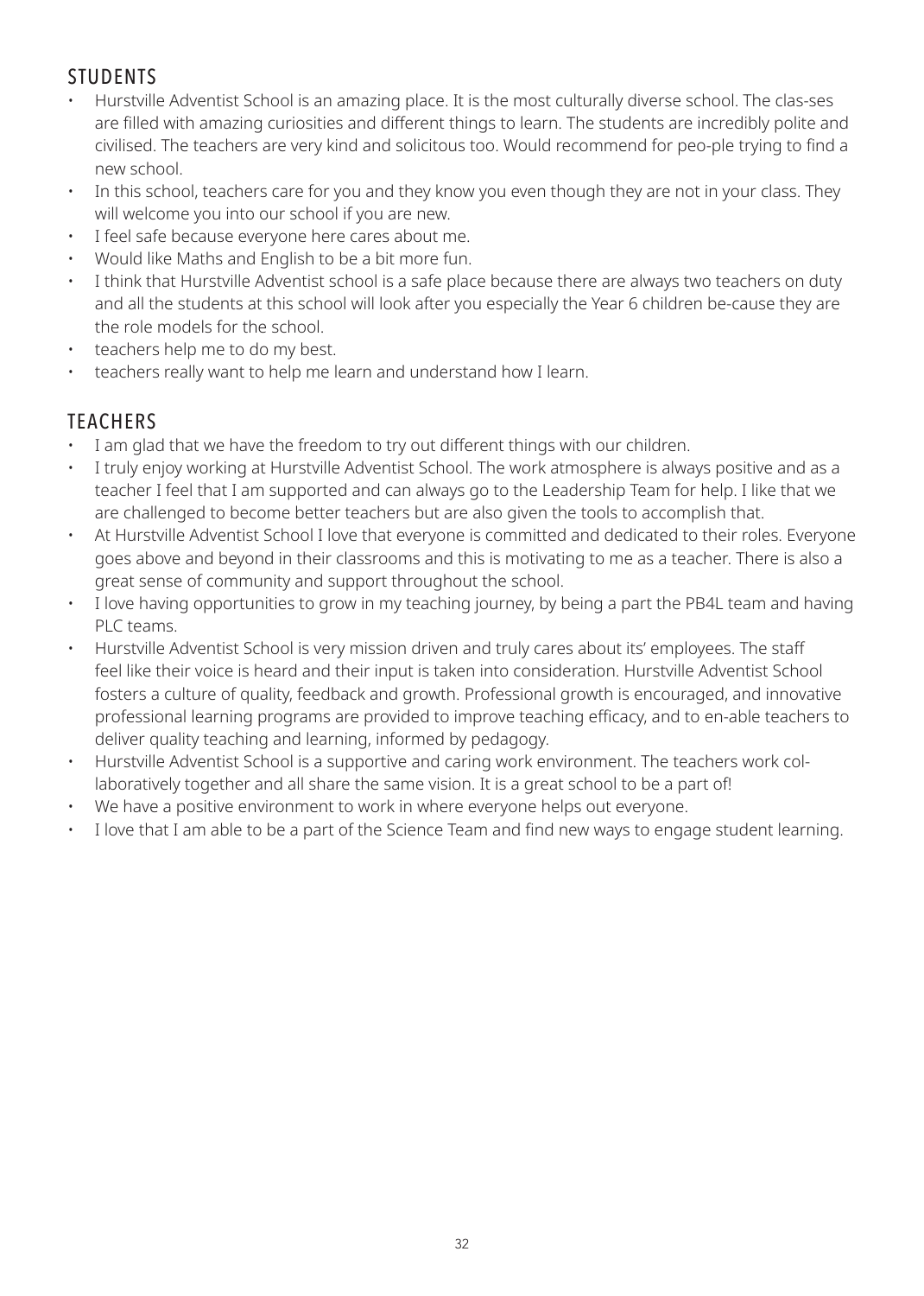## STUDENTS

- Hurstville Adventist School is an amazing place. It is the most culturally diverse school. The clas-ses are filled with amazing curiosities and different things to learn. The students are incredibly polite and civilised. The teachers are very kind and solicitous too. Would recommend for peo-ple trying to find a new school.
- In this school, teachers care for you and they know you even though they are not in your class. They will welcome you into our school if you are new.
- I feel safe because everyone here cares about me.
- Would like Maths and English to be a bit more fun.
- I think that Hurstville Adventist school is a safe place because there are always two teachers on duty and all the students at this school will look after you especially the Year 6 children be-cause they are the role models for the school.
- teachers help me to do my best.
- teachers really want to help me learn and understand how I learn.

## TEACHERS

- I am glad that we have the freedom to try out different things with our children.
- I truly enjoy working at Hurstville Adventist School. The work atmosphere is always positive and as a teacher I feel that I am supported and can always go to the Leadership Team for help. I like that we are challenged to become better teachers but are also given the tools to accomplish that.
- At Hurstville Adventist School I love that everyone is committed and dedicated to their roles. Everyone goes above and beyond in their classrooms and this is motivating to me as a teacher. There is also a great sense of community and support throughout the school.
- I love having opportunities to grow in my teaching journey, by being a part the PB4L team and having PLC teams.
- Hurstville Adventist School is very mission driven and truly cares about its' employees. The staff feel like their voice is heard and their input is taken into consideration. Hurstville Adventist School fosters a culture of quality, feedback and growth. Professional growth is encouraged, and innovative professional learning programs are provided to improve teaching efficacy, and to en-able teachers to deliver quality teaching and learning, informed by pedagogy.
- Hurstville Adventist School is a supportive and caring work environment. The teachers work col-laboratively together and all share the same vision. It is a great school to be a part of!
- We have a positive environment to work in where everyone helps out everyone.
- I love that I am able to be a part of the Science Team and find new ways to engage student learning.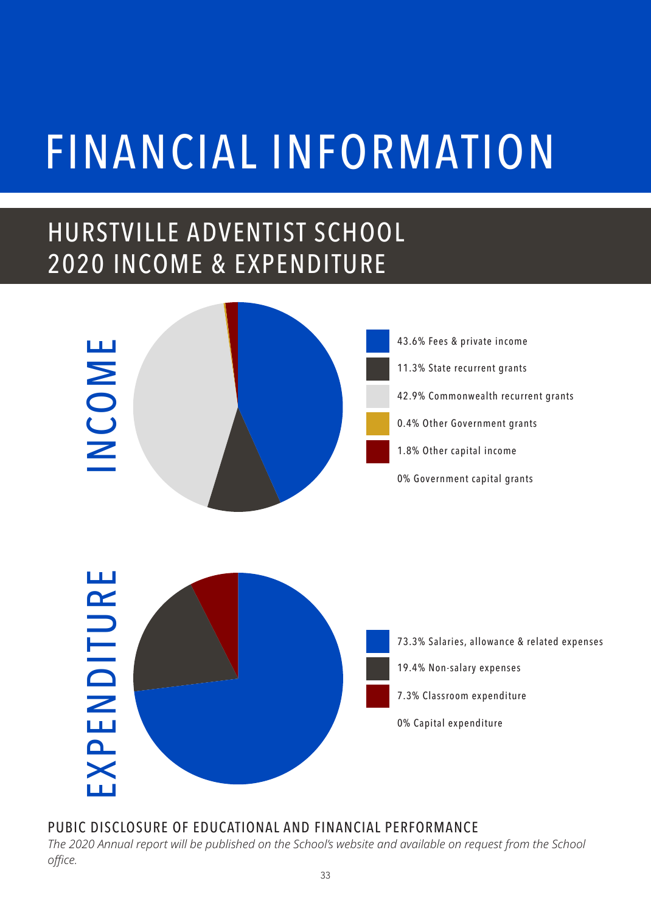# FINANCIAL INFORMATION

## HURSTVILLE ADVENTIST SCHOOL 2020 INCOME & EXPENDITURE

### INCOME

- 43.6% Fees & private income
- 11.3% State recurrent grants
- 42.9% Commonwealth recurrent grants
- 0.4% Other Government grants
- 1.8% Other capital income
- 0% Government capital grants

### EXPENDITURE

- 73.3% Salaries, allowance & related expenses
- 19.4% Non-salary expenses
- 7.3% Classroom expenditure
- 0% Capital expenditure

### PUBIC DISCLOSURE OF EDUCATIONAL AND FINANCIAL PERFORMANCE

*The 2020 Annual report will be published on the School's website and available on request from the School office.*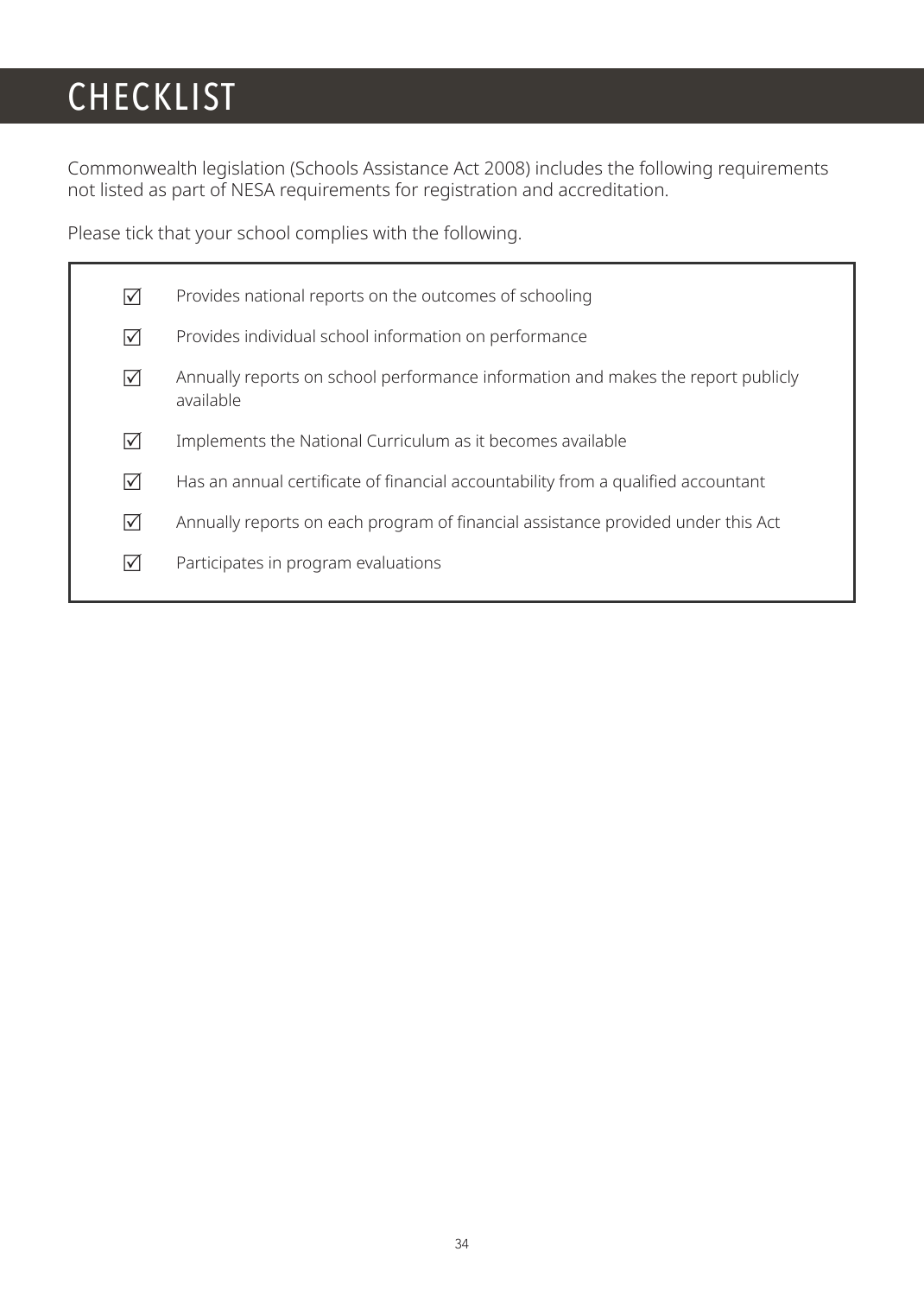# CHECKLIST

Commonwealth legislation (Schools Assistance Act 2008) includes the following requirements not listed as part of NESA requirements for registration and accreditation.

Please tick that your school complies with the following.

- ☑ Provides national reports on the outcomes of schooling
- ☑ Provides individual school information on performance
- ☑ Annually reports on school performance information and makes the report publicly available
- ☑ Implements the National Curriculum as it becomes available
- ☑ Has an annual certificate of financial accountability from a qualified accountant
- ☑ Annually reports on each program of financial assistance provided under this Act
- ☑ Participates in program evaluations